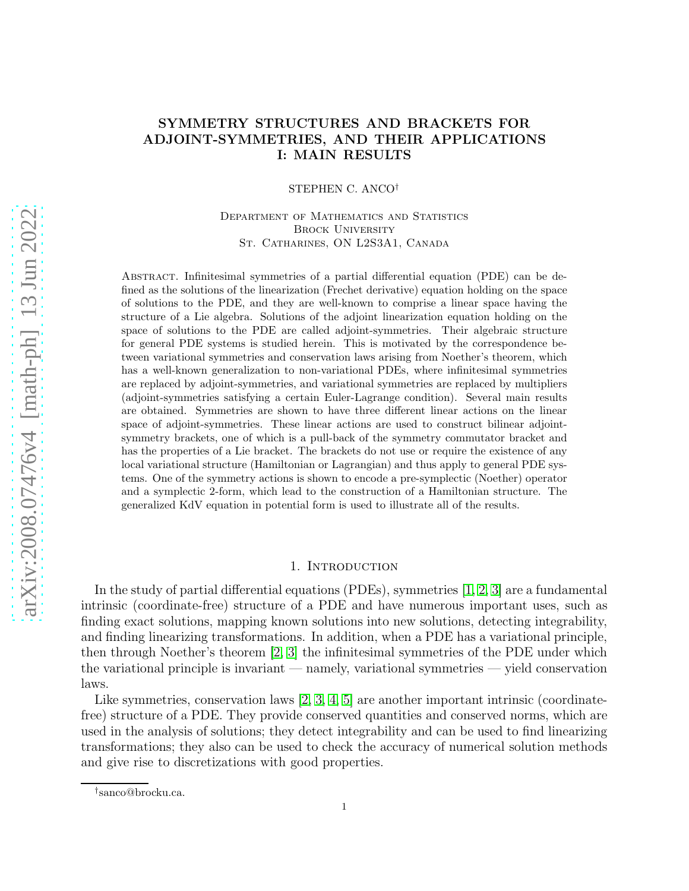# SYMMETRY STRUCTURES AND BRACKETS FOR ADJOINT-SYMMETRIES, AND THEIR APPLICATIONS I: MAIN RESULTS

STEPHEN C. ANCO[†]

Department of Mathematics and Statistics
Brock University
St. Catharines, ON L2S3A1, Canada

Abstract. Infinitesimal symmetries of a partial differential equation (PDE) can be defined as the solutions of the linearization (Frechet derivative) equation holding on the space of solutions to the PDE, and they are well-known to comprise a linear space having the structure of a Lie algebra. Solutions of the adjoint linearization equation holding on the space of solutions to the PDE are called adjoint-symmetries. Their algebraic structure for general PDE systems is studied herein. This is motivated by the correspondence between variational symmetries and conservation laws arising from Noether's theorem, which has a well-known generalization to non-variational PDEs, where infinitesimal symmetries are replaced by adjoint-symmetries, and variational symmetries are replaced by multipliers (adjoint-symmetries satisfying a certain Euler-Lagrange condition). Several main results are obtained. Symmetries are shown to have three different linear actions on the linear space of adjoint-symmetries. These linear actions are used to construct bilinear adjoint-symmetry brackets, one of which is a pull-back of the symmetry commutator bracket and has the properties of a Lie bracket. The brackets do not use or require the existence of any local variational structure (Hamiltonian or Lagrangian) and thus apply to general PDE systems. One of the symmetry actions is shown to encode a pre-symplectic (Noether) operator and a symplectic 2-form, which lead to the construction of a Hamiltonian structure. The generalized KdV equation in potential form is used to illustrate all of the results.

## 1. Introduction

In the study of partial differential equations (PDEs), symmetries [1, 2, 3] are a fundamental intrinsic (coordinate-free) structure of a PDE and have numerous important uses, such as finding exact solutions, mapping known solutions into new solutions, detecting integrability, and finding linearizing transformations. In addition, when a PDE has a variational principle, then through Noether's theorem [2, 3] the infinitesimal symmetries of the PDE under which the variational principle is invariant — namely, variational symmetries — yield conservation laws.

Like symmetries, conservation laws [2, 3, 4, 5] are another important intrinsic (coordinate-free) structure of a PDE. They provide conserved quantities and conserved norms, which are used in the analysis of solutions; they detect integrability and can be used to find linearizing transformations; they also can be used to check the accuracy of numerical solution methods and give rise to discretizations with good properties.

[†]sanco@brocku.ca.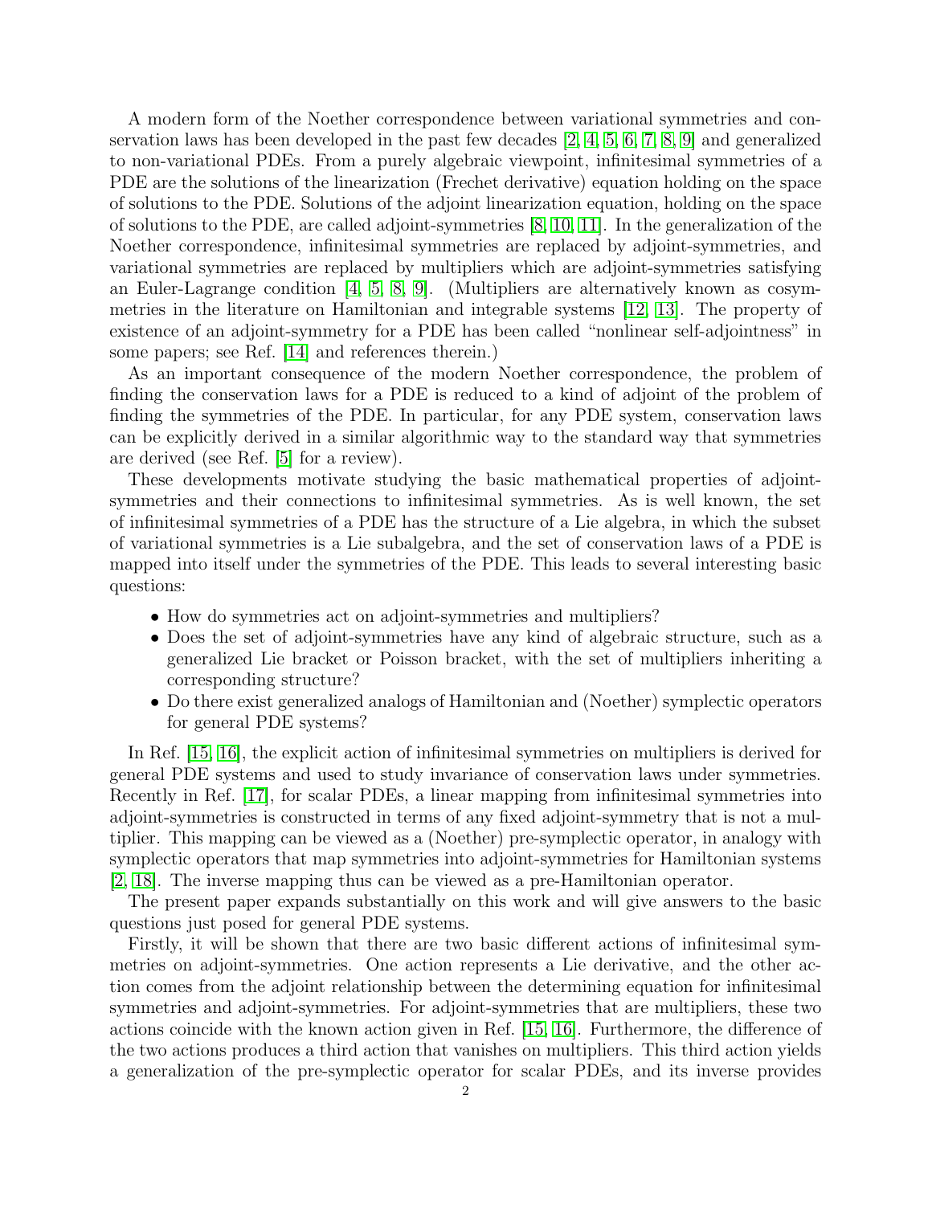A modern form of the Noether correspondence between variational symmetries and conservation laws has been developed in the past few decades [2, 4, 5, 6, 7, 8, 9] and generalized to non-variational PDEs. From a purely algebraic viewpoint, infinitesimal symmetries of a PDE are the solutions of the linearization (Frechet derivative) equation holding on the space of solutions to the PDE. Solutions of the adjoint linearization equation, holding on the space of solutions to the PDE, are called adjoint-symmetries [8, 10, 11]. In the generalization of the Noether correspondence, infinitesimal symmetries are replaced by adjoint-symmetries, and variational symmetries are replaced by multipliers which are adjoint-symmetries satisfying an Euler-Lagrange condition [4, 5, 8, 9]. (Multipliers are alternatively known as cosymmetries in the literature on Hamiltonian and integrable systems [12, 13]. The property of existence of an adjoint-symmetry for a PDE has been called "nonlinear self-adjointness" in some papers; see Ref. [14] and references therein.)

As an important consequence of the modern Noether correspondence, the problem of finding the conservation laws for a PDE is reduced to a kind of adjoint of the problem of finding the symmetries of the PDE. In particular, for any PDE system, conservation laws can be explicitly derived in a similar algorithmic way to the standard way that symmetries are derived (see Ref. [5] for a review).

These developments motivate studying the basic mathematical properties of adjoint-symmetries and their connections to infinitesimal symmetries. As is well known, the set of infinitesimal symmetries of a PDE has the structure of a Lie algebra, in which the subset of variational symmetries is a Lie subalgebra, and the set of conservation laws of a PDE is mapped into itself under the symmetries of the PDE. This leads to several interesting basic questions:

- How do symmetries act on adjoint-symmetries and multipliers?
- Does the set of adjoint-symmetries have any kind of algebraic structure, such as a generalized Lie bracket or Poisson bracket, with the set of multipliers inheriting a corresponding structure?
- Do there exist generalized analogs of Hamiltonian and (Noether) symplectic operators for general PDE systems?

In Ref. [15, 16], the explicit action of infinitesimal symmetries on multipliers is derived for general PDE systems and used to study invariance of conservation laws under symmetries. Recently in Ref. [17], for scalar PDEs, a linear mapping from infinitesimal symmetries into adjoint-symmetries is constructed in terms of any fixed adjoint-symmetry that is not a multiplier. This mapping can be viewed as a (Noether) pre-symplectic operator, in analogy with symplectic operators that map symmetries into adjoint-symmetries for Hamiltonian systems [2, 18]. The inverse mapping thus can be viewed as a pre-Hamiltonian operator.

The present paper expands substantially on this work and will give answers to the basic questions just posed for general PDE systems.

Firstly, it will be shown that there are two basic different actions of infinitesimal symmetries on adjoint-symmetries. One action represents a Lie derivative, and the other action comes from the adjoint relationship between the determining equation for infinitesimal symmetries and adjoint-symmetries. For adjoint-symmetries that are multipliers, these two actions coincide with the known action given in Ref. [15, 16]. Furthermore, the difference of the two actions produces a third action that vanishes on multipliers. This third action yields a generalization of the pre-symplectic operator for scalar PDEs, and its inverse provides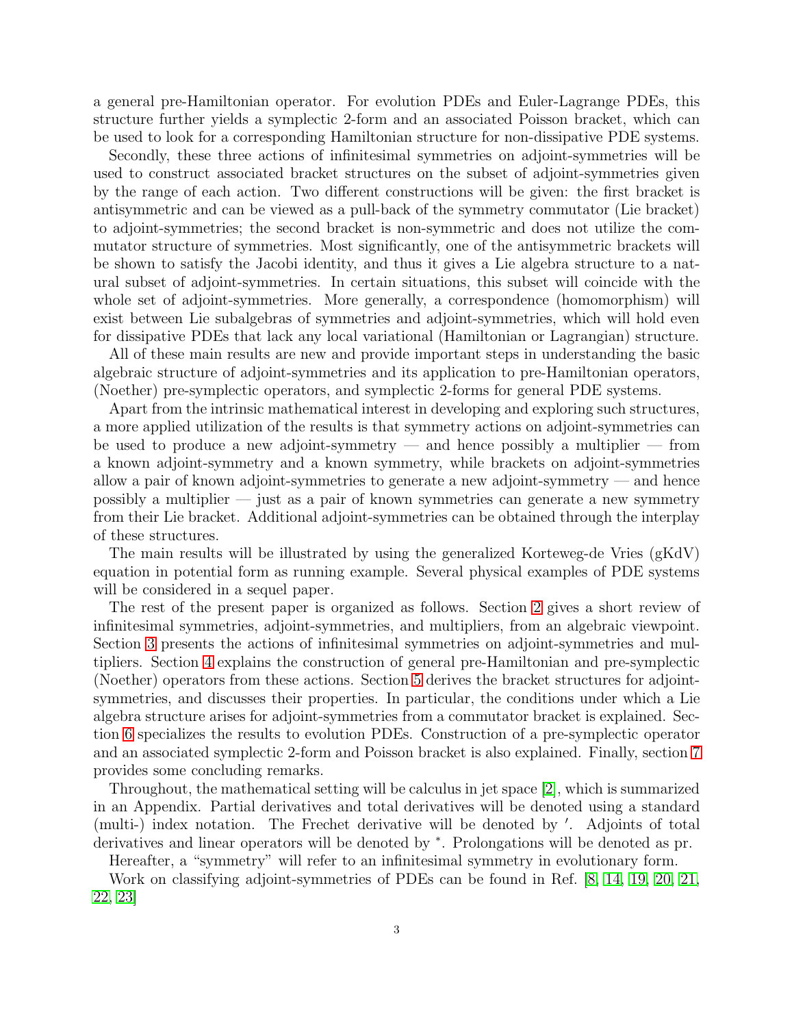a general pre-Hamiltonian operator. For evolution PDEs and Euler-Lagrange PDEs, this structure further yields a symplectic 2-form and an associated Poisson bracket, which can be used to look for a corresponding Hamiltonian structure for non-dissipative PDE systems.

Secondly, these three actions of infinitesimal symmetries on adjoint-symmetries will be used to construct associated bracket structures on the subset of adjoint-symmetries given by the range of each action. Two different constructions will be given: the first bracket is antisymmetric and can be viewed as a pull-back of the symmetry commutator (Lie bracket) to adjoint-symmetries; the second bracket is non-symmetric and does not utilize the commutator structure of symmetries. Most significantly, one of the antisymmetric brackets will be shown to satisfy the Jacobi identity, and thus it gives a Lie algebra structure to a natural subset of adjoint-symmetries. In certain situations, this subset will coincide with the whole set of adjoint-symmetries. More generally, a correspondence (homomorphism) will exist between Lie subalgebras of symmetries and adjoint-symmetries, which will hold even for dissipative PDEs that lack any local variational (Hamiltonian or Lagrangian) structure.

All of these main results are new and provide important steps in understanding the basic algebraic structure of adjoint-symmetries and its application to pre-Hamiltonian operators, (Noether) pre-symplectic operators, and symplectic 2-forms for general PDE systems.

Apart from the intrinsic mathematical interest in developing and exploring such structures, a more applied utilization of the results is that symmetry actions on adjoint-symmetries can be used to produce a new adjoint-symmetry — and hence possibly a multiplier — from a known adjoint-symmetry and a known symmetry, while brackets on adjoint-symmetries allow a pair of known adjoint-symmetries to generate a new adjoint-symmetry — and hence possibly a multiplier — just as a pair of known symmetries can generate a new symmetry from their Lie bracket. Additional adjoint-symmetries can be obtained through the interplay of these structures.

The main results will be illustrated by using the generalized Korteweg-de Vries (gKdV) equation in potential form as running example. Several physical examples of PDE systems will be considered in a sequel paper.

The rest of the present paper is organized as follows. Section 2 gives a short review of infinitesimal symmetries, adjoint-symmetries, and multipliers, from an algebraic viewpoint. Section 3 presents the actions of infinitesimal symmetries on adjoint-symmetries and multipliers. Section 4 explains the construction of general pre-Hamiltonian and pre-symplectic (Noether) operators from these actions. Section 5 derives the bracket structures for adjoint-symmetries, and discusses their properties. In particular, the conditions under which a Lie algebra structure arises for adjoint-symmetries from a commutator bracket is explained. Section 6 specializes the results to evolution PDEs. Construction of a pre-symplectic operator and an associated symplectic 2-form and Poisson bracket is also explained. Finally, section 7 provides some concluding remarks.

Throughout, the mathematical setting will be calculus in jet space [2], which is summarized in an Appendix. Partial derivatives and total derivatives will be denoted using a standard (multi-) index notation. The Frechet derivative will be denoted by $'$. Adjoints of total derivatives and linear operators will be denoted by $^*$. Prolongations will be denoted as pr.

Hereafter, a "symmetry" will refer to an infinitesimal symmetry in evolutionary form.

Work on classifying adjoint-symmetries of PDEs can be found in Ref. [8, 14, 19, 20, 21, 22, 23]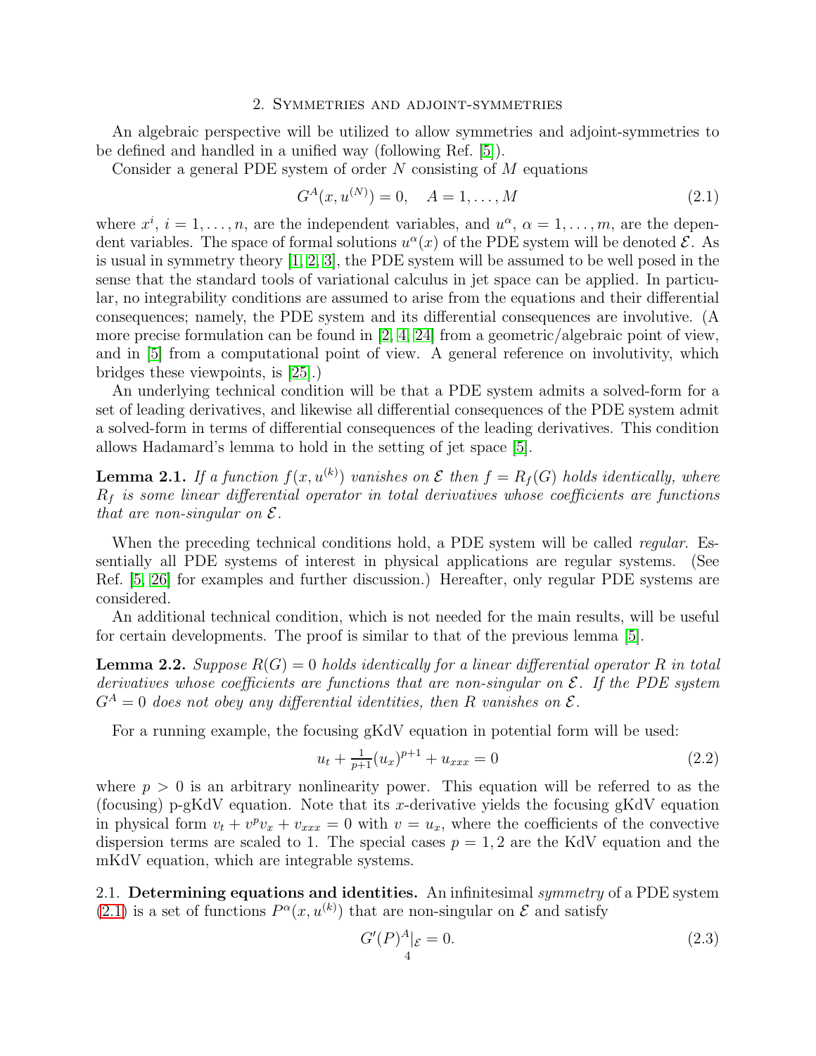## 2. Symmetries and adjoint-symmetries

An algebraic perspective will be utilized to allow symmetries and adjoint-symmetries to be defined and handled in a unified way (following Ref. [5]).

Consider a general PDE system of order $N$ consisting of $M$ equations

$$G^A(x, u^{(N)}) = 0, \quad A = 1, \ldots, M \tag{2.1}$$

where $x^i$, $i = 1, \ldots, n$, are the independent variables, and $u^\alpha$, $\alpha = 1, \ldots, m$, are the dependent variables. The space of formal solutions $u^\alpha(x)$ of the PDE system will be denoted $\mathcal{E}$. As is usual in symmetry theory [1, 2, 3], the PDE system will be assumed to be well posed in the sense that the standard tools of variational calculus in jet space can be applied. In particular, no integrability conditions are assumed to arise from the equations and their differential consequences; namely, the PDE system and its differential consequences are involutive. (A more precise formulation can be found in [2, 4, 24] from a geometric/algebraic point of view, and in [5] from a computational point of view. A general reference on involutivity, which bridges these viewpoints, is [25].)

An underlying technical condition will be that a PDE system admits a solved-form for a set of leading derivatives, and likewise all differential consequences of the PDE system admit a solved-form in terms of differential consequences of the leading derivatives. This condition allows Hadamard's lemma to hold in the setting of jet space [5].

**Lemma 2.1.** *If a function $f(x, u^{(k)})$ vanishes on $\mathcal{E}$ then $f = R_f(G)$ holds identically, where $R_f$ is some linear differential operator in total derivatives whose coefficients are functions that are non-singular on $\mathcal{E}$.*

When the preceding technical conditions hold, a PDE system will be called *regular*. Essentially all PDE systems of interest in physical applications are regular systems. (See Ref. [5, 26] for examples and further discussion.) Hereafter, only regular PDE systems are considered.

An additional technical condition, which is not needed for the main results, will be useful for certain developments. The proof is similar to that of the previous lemma [5].

**Lemma 2.2.** *Suppose $R(G) = 0$ holds identically for a linear differential operator $R$ in total derivatives whose coefficients are functions that are non-singular on $\mathcal{E}$. If the PDE system $G^A = 0$ does not obey any differential identities, then $R$ vanishes on $\mathcal{E}$.*

For a running example, the focusing gKdV equation in potential form will be used:

$$u_t + \tfrac{1}{p+1}(u_x)^{p+1} + u_{xxx} = 0 \tag{2.2}$$

where $p > 0$ is an arbitrary nonlinearity power. This equation will be referred to as the (focusing) p-gKdV equation. Note that its $x$-derivative yields the focusing gKdV equation in physical form $v_t + v^p v_x + v_{xxx} = 0$ with $v = u_x$, where the coefficients of the convective dispersion terms are scaled to 1. The special cases $p = 1, 2$ are the KdV equation and the mKdV equation, which are integrable systems.

2.1. **Determining equations and identities.** An infinitesimal *symmetry* of a PDE system (2.1) is a set of functions $P^\alpha(x, u^{(k)})$ that are non-singular on $\mathcal{E}$ and satisfy

$$G'(P)^A|_{\mathcal{E}} = 0. \tag{2.3}$$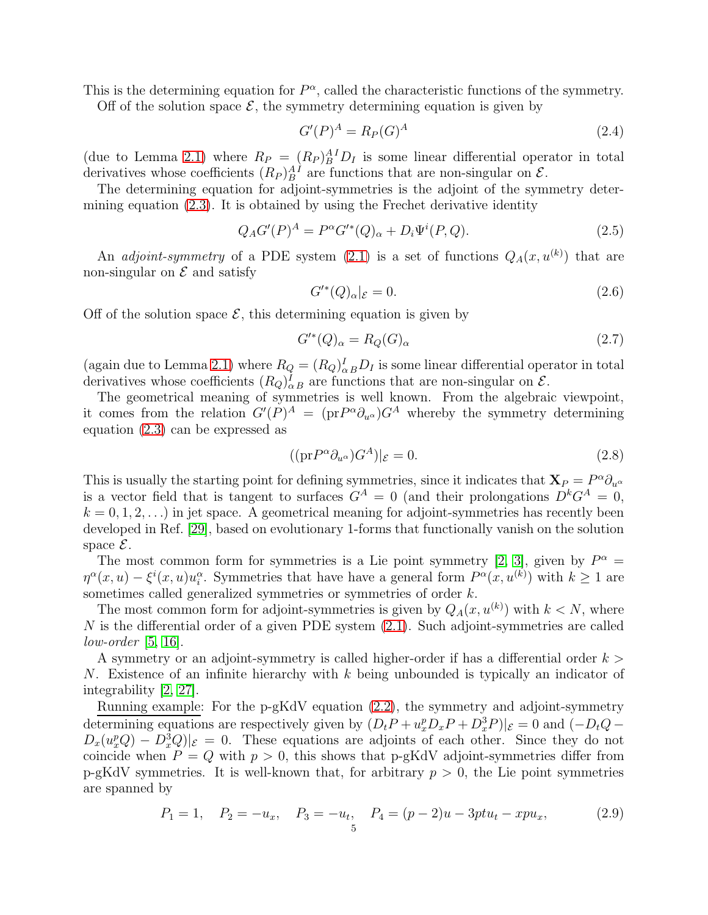This is the determining equation for $P^\alpha$, called the characteristic functions of the symmetry.

Off of the solution space $\mathcal{E}$, the symmetry determining equation is given by

$$G'(P)^A = R_P(G)^A \tag{2.4}$$

(due to Lemma 2.1) where $R_P = (R_P)^{A\,I}_B D_I$ is some linear differential operator in total derivatives whose coefficients $(R_P)^{A\,I}_B$ are functions that are non-singular on $\mathcal{E}$.

The determining equation for adjoint-symmetries is the adjoint of the symmetry determining equation (2.3). It is obtained by using the Frechet derivative identity

$$Q_A G'(P)^A = P^\alpha G'^*(Q)_\alpha + D_i \Psi^i(P, Q). \tag{2.5}$$

An *adjoint-symmetry* of a PDE system (2.1) is a set of functions $Q_A(x, u^{(k)})$ that are non-singular on $\mathcal{E}$ and satisfy

$$G'^*(Q)_\alpha|_\mathcal{E} = 0. \tag{2.6}$$

Off of the solution space $\mathcal{E}$, this determining equation is given by

$$G'^*(Q)_\alpha = R_Q(G)_\alpha \tag{2.7}$$

(again due to Lemma 2.1) where $R_Q = (R_Q)^I_{\alpha\,B} D_I$ is some linear differential operator in total derivatives whose coefficients $(R_Q)^I_{\alpha\,B}$ are functions that are non-singular on $\mathcal{E}$.

The geometrical meaning of symmetries is well known. From the algebraic viewpoint, it comes from the relation $G'(P)^A = (\text{pr}P^\alpha\partial_{u^\alpha})G^A$ whereby the symmetry determining equation (2.3) can be expressed as

$$((\text{pr}P^\alpha\partial_{u^\alpha})G^A)|_\mathcal{E} = 0. \tag{2.8}$$

This is usually the starting point for defining symmetries, since it indicates that $\mathbf{X}_P = P^\alpha\partial_{u^\alpha}$ is a vector field that is tangent to surfaces $G^A = 0$ (and their prolongations $D^k G^A = 0$, $k = 0, 1, 2, \ldots$) in jet space. A geometrical meaning for adjoint-symmetries has recently been developed in Ref. [29], based on evolutionary 1-forms that functionally vanish on the solution space $\mathcal{E}$.

The most common form for symmetries is a Lie point symmetry [2, 3], given by $P^\alpha = \eta^\alpha(x, u) - \xi^i(x, u)u^\alpha_i$. Symmetries that have have a general form $P^\alpha(x, u^{(k)})$ with $k \geq 1$ are sometimes called generalized symmetries or symmetries of order $k$.

The most common form for adjoint-symmetries is given by $Q_A(x, u^{(k)})$ with $k < N$, where $N$ is the differential order of a given PDE system (2.1). Such adjoint-symmetries are called *low-order* [5, 16].

A symmetry or an adjoint-symmetry is called higher-order if has a differential order $k > N$. Existence of an infinite hierarchy with $k$ being unbounded is typically an indicator of integrability [2, 27].

Running example: For the p-gKdV equation (2.2), the symmetry and adjoint-symmetry determining equations are respectively given by $(D_t P + u_x^p D_x P + D_x^3 P)|_\mathcal{E} = 0$ and $(-D_t Q - D_x(u_x^p Q) - D_x^3 Q)|_\mathcal{E} = 0$. These equations are adjoints of each other. Since they do not coincide when $P = Q$ with $p > 0$, this shows that p-gKdV adjoint-symmetries differ from p-gKdV symmetries. It is well-known that, for arbitrary $p > 0$, the Lie point symmetries are spanned by

$$P_1 = 1, \quad P_2 = -u_x, \quad P_3 = -u_t, \quad P_4 = (p-2)u - 3ptu_t - xpu_x, \tag{2.9}$$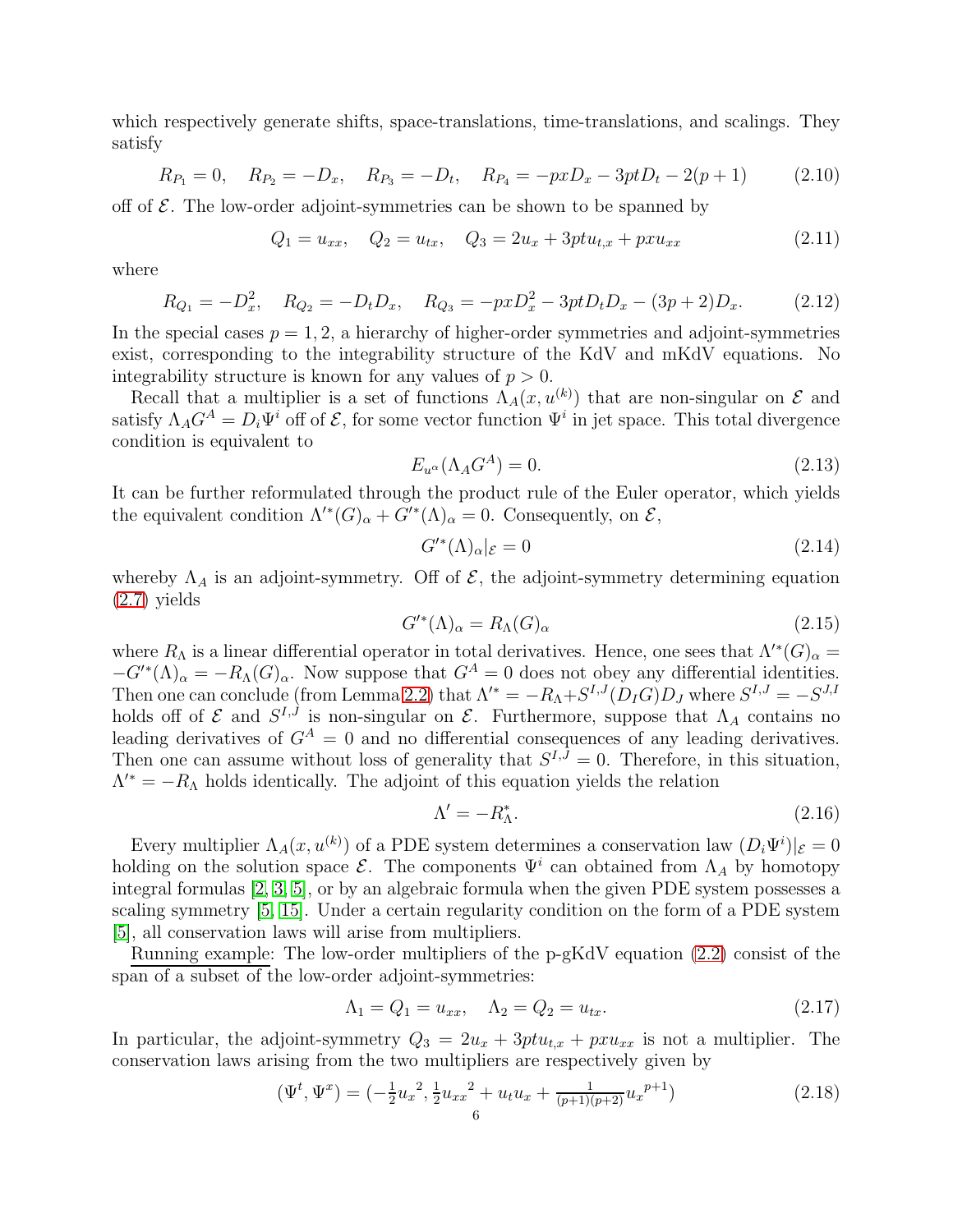which respectively generate shifts, space-translations, time-translations, and scalings. They satisfy

$$R_{P_1} = 0, \quad R_{P_2} = -D_x, \quad R_{P_3} = -D_t, \quad R_{P_4} = -pxD_x - 3ptD_t - 2(p+1) \tag{2.10}$$

off of $\mathcal{E}$. The low-order adjoint-symmetries can be shown to be spanned by

$$Q_1 = u_{xx}, \quad Q_2 = u_{tx}, \quad Q_3 = 2u_x + 3ptu_{t,x} + pxu_{xx} \tag{2.11}$$

where

$$R_{Q_1} = -D_x^2, \quad R_{Q_2} = -D_tD_x, \quad R_{Q_3} = -pxD_x^2 - 3ptD_tD_x - (3p+2)D_x. \tag{2.12}$$

In the special cases $p = 1, 2$, a hierarchy of higher-order symmetries and adjoint-symmetries exist, corresponding to the integrability structure of the KdV and mKdV equations. No integrability structure is known for any values of $p > 0$.

Recall that a multiplier is a set of functions $\Lambda_A(x, u^{(k)})$ that are non-singular on $\mathcal{E}$ and satisfy $\Lambda_A G^A = D_i\Psi^i$ off of $\mathcal{E}$, for some vector function $\Psi^i$ in jet space. This total divergence condition is equivalent to

$$E_{u^\alpha}(\Lambda_A G^A) = 0. \tag{2.13}$$

It can be further reformulated through the product rule of the Euler operator, which yields the equivalent condition $\Lambda'^*(G)_\alpha + G'^*(\Lambda)_\alpha = 0$. Consequently, on $\mathcal{E}$,

$$G'^*(\Lambda)_\alpha|_\mathcal{E} = 0 \tag{2.14}$$

whereby $\Lambda_A$ is an adjoint-symmetry. Off of $\mathcal{E}$, the adjoint-symmetry determining equation (2.7) yields

$$G'^*(\Lambda)_\alpha = R_\Lambda(G)_\alpha \tag{2.15}$$

where $R_\Lambda$ is a linear differential operator in total derivatives. Hence, one sees that $\Lambda'^*(G)_\alpha = -G'^*(\Lambda)_\alpha = -R_\Lambda(G)_\alpha$. Now suppose that $G^A = 0$ does not obey any differential identities. Then one can conclude (from Lemma 2.2) that $\Lambda'^* = -R_\Lambda + S^{I,J}(D_I G)D_J$ where $S^{I,J} = -S^{J,I}$ holds off of $\mathcal{E}$ and $S^{I,J}$ is non-singular on $\mathcal{E}$. Furthermore, suppose that $\Lambda_A$ contains no leading derivatives of $G^A = 0$ and no differential consequences of any leading derivatives. Then one can assume without loss of generality that $S^{I,J} = 0$. Therefore, in this situation, $\Lambda'^* = -R_\Lambda$ holds identically. The adjoint of this equation yields the relation

$$\Lambda' = -R^*_\Lambda. \tag{2.16}$$

Every multiplier $\Lambda_A(x, u^{(k)})$ of a PDE system determines a conservation law $(D_i\Psi^i)|_\mathcal{E} = 0$ holding on the solution space $\mathcal{E}$. The components $\Psi^i$ can obtained from $\Lambda_A$ by homotopy integral formulas [2, 3, 5], or by an algebraic formula when the given PDE system possesses a scaling symmetry [5, 15]. Under a certain regularity condition on the form of a PDE system [5], all conservation laws will arise from multipliers.

Running example: The low-order multipliers of the p-gKdV equation (2.2) consist of the span of a subset of the low-order adjoint-symmetries:

$$\Lambda_1 = Q_1 = u_{xx}, \quad \Lambda_2 = Q_2 = u_{tx}. \tag{2.17}$$

In particular, the adjoint-symmetry $Q_3 = 2u_x + 3ptu_{t,x} + pxu_{xx}$ is not a multiplier. The conservation laws arising from the two multipliers are respectively given by

$$(\Psi^t, \Psi^x) = (-\tfrac{1}{2}{u_x}^2, \tfrac{1}{2}{u_{xx}}^2 + u_tu_x + \tfrac{1}{(p+1)(p+2)}{u_x}^{p+1}) \tag{2.18}$$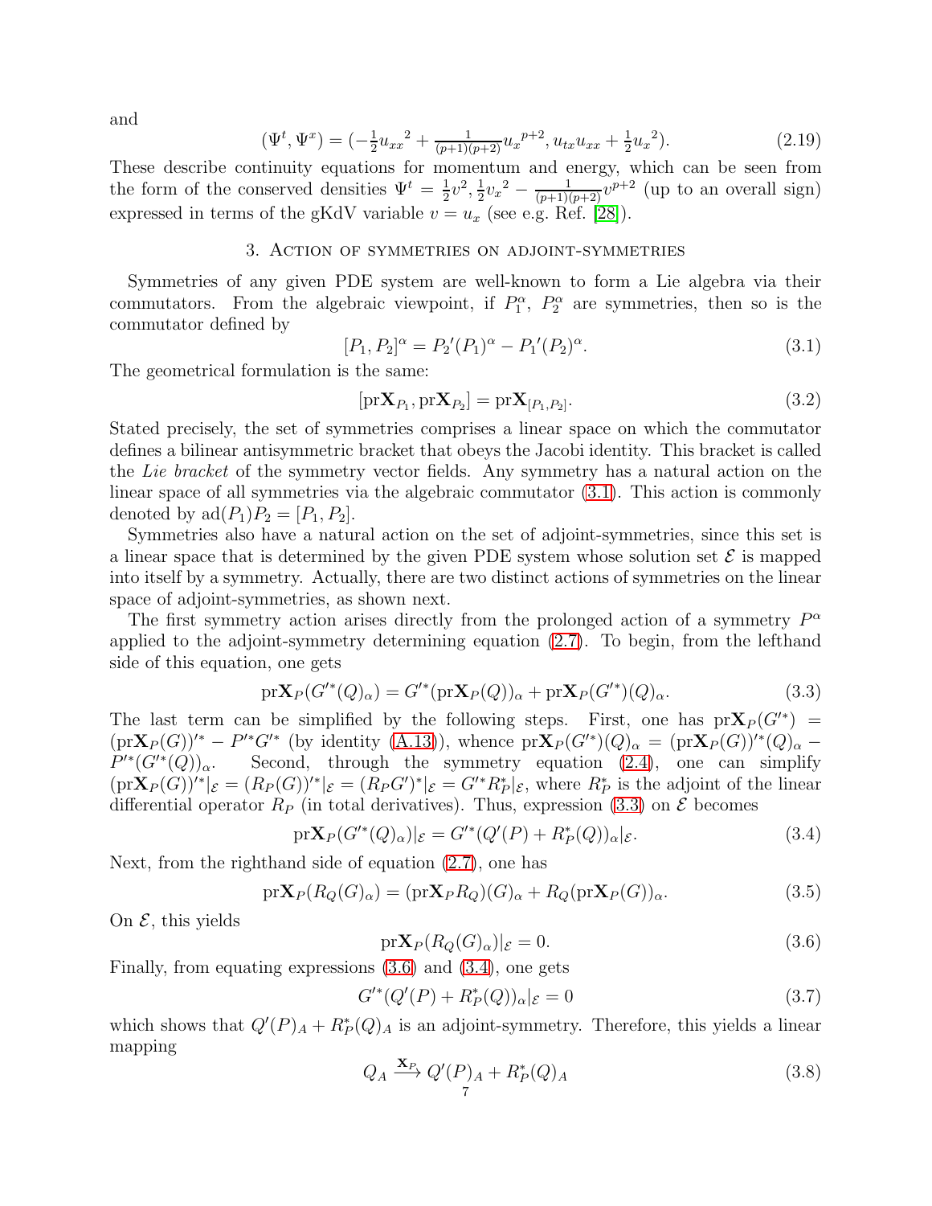and

$$(\Psi^t, \Psi^x) = (-\tfrac{1}{2}{u_{xx}}^2 + \tfrac{1}{(p+1)(p+2)}{u_x}^{p+2}, u_{tx}u_{xx} + \tfrac{1}{2}{u_x}^2). \tag{2.19}$$

These describe continuity equations for momentum and energy, which can be seen from the form of the conserved densities $\Psi^t = \frac{1}{2}v^2, \frac{1}{2}{v_x}^2 - \frac{1}{(p+1)(p+2)}v^{p+2}$ (up to an overall sign) expressed in terms of the gKdV variable $v = u_x$ (see e.g. Ref. [28]).

## 3. Action of symmetries on adjoint-symmetries

Symmetries of any given PDE system are well-known to form a Lie algebra via their commutators. From the algebraic viewpoint, if $P_1^\alpha$, $P_2^\alpha$ are symmetries, then so is the commutator defined by

$$[P_1, P_2]^\alpha = {P_2}'(P_1)^\alpha - {P_1}'(P_2)^\alpha. \tag{3.1}$$

The geometrical formulation is the same:

$$[\mathrm{pr}\mathbf{X}_{P_1}, \mathrm{pr}\mathbf{X}_{P_2}] = \mathrm{pr}\mathbf{X}_{[P_1,P_2]}. \tag{3.2}$$

Stated precisely, the set of symmetries comprises a linear space on which the commutator defines a bilinear antisymmetric bracket that obeys the Jacobi identity. This bracket is called the *Lie bracket* of the symmetry vector fields. Any symmetry has a natural action on the linear space of all symmetries via the algebraic commutator (3.1). This action is commonly denoted by $\mathrm{ad}(P_1)P_2 = [P_1, P_2]$.

Symmetries also have a natural action on the set of adjoint-symmetries, since this set is a linear space that is determined by the given PDE system whose solution set $\mathcal{E}$ is mapped into itself by a symmetry. Actually, there are two distinct actions of symmetries on the linear space of adjoint-symmetries, as shown next.

The first symmetry action arises directly from the prolonged action of a symmetry $P^\alpha$ applied to the adjoint-symmetry determining equation (2.7). To begin, from the lefthand side of this equation, one gets

$$\mathrm{pr}\mathbf{X}_P(G'^*(Q)_\alpha) = G'^*(\mathrm{pr}\mathbf{X}_P(Q))_\alpha + \mathrm{pr}\mathbf{X}_P(G'^*)(Q)_\alpha. \tag{3.3}$$

The last term can be simplified by the following steps. First, one has $\mathrm{pr}\mathbf{X}_P(G'^*) = (\mathrm{pr}\mathbf{X}_P(G))'^* - P'^*G'^*$ (by identity (A.13)), whence $\mathrm{pr}\mathbf{X}_P(G'^*)(Q)_\alpha = (\mathrm{pr}\mathbf{X}_P(G))'^*(Q)_\alpha - P'^*(G'^*(Q))_\alpha$. Second, through the symmetry equation (2.4), one can simplify $(\mathrm{pr}\mathbf{X}_P(G))'^*|_\mathcal{E} = (R_P(G))'^*|_\mathcal{E} = (R_PG')^*|_\mathcal{E} = G'^*R_P^*|_\mathcal{E}$, where $R_P^*$ is the adjoint of the linear differential operator $R_P$ (in total derivatives). Thus, expression (3.3) on $\mathcal{E}$ becomes

$$\mathrm{pr}\mathbf{X}_P(G'^*(Q)_\alpha)|_\mathcal{E} = G'^*(Q'(P) + R_P^*(Q))_\alpha|_\mathcal{E}. \tag{3.4}$$

Next, from the righthand side of equation (2.7), one has

$$\mathrm{pr}\mathbf{X}_P(R_Q(G)_\alpha) = (\mathrm{pr}\mathbf{X}_PR_Q)(G)_\alpha + R_Q(\mathrm{pr}\mathbf{X}_P(G))_\alpha. \tag{3.5}$$

On $\mathcal{E}$, this yields

$$\mathrm{pr}\mathbf{X}_P(R_Q(G)_\alpha)|_\mathcal{E} = 0. \tag{3.6}$$

Finally, from equating expressions (3.6) and (3.4), one gets

$$G'^*(Q'(P) + R_P^*(Q))_\alpha|_\mathcal{E} = 0 \tag{3.7}$$

which shows that $Q'(P)_A + R_P^*(Q)_A$ is an adjoint-symmetry. Therefore, this yields a linear mapping

$$Q_A \xrightarrow{\mathbf{X}_P} Q'(P)_A + R_P^*(Q)_A \tag{3.8}$$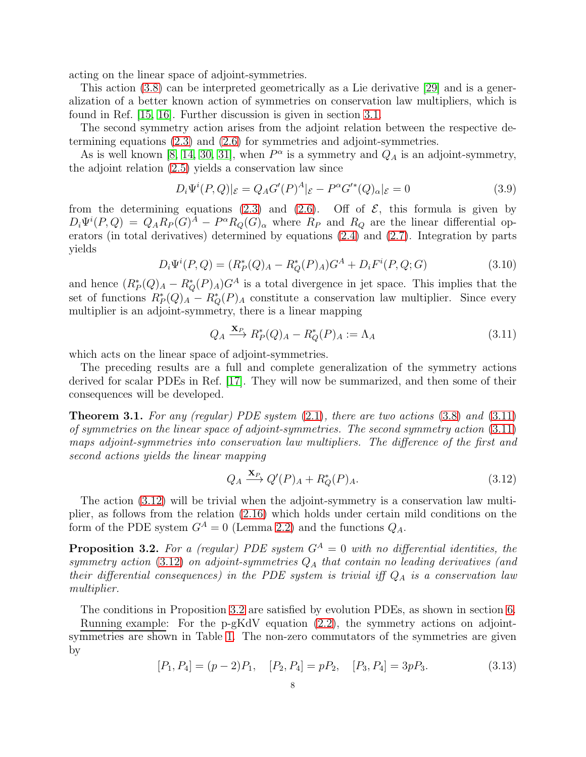acting on the linear space of adjoint-symmetries.

This action (3.8) can be interpreted geometrically as a Lie derivative [29] and is a generalization of a better known action of symmetries on conservation law multipliers, which is found in Ref. [15, 16]. Further discussion is given in section 3.1.

The second symmetry action arises from the adjoint relation between the respective determining equations (2.3) and (2.6) for symmetries and adjoint-symmetries.

As is well known [8, 14, 30, 31], when $P^\alpha$ is a symmetry and $Q_A$ is an adjoint-symmetry, the adjoint relation (2.5) yields a conservation law since

$$D_i\Psi^i(P,Q)|_{\mathcal{E}} = Q_A G'(P)^A|_{\mathcal{E}} - P^\alpha G'^*(Q)_\alpha|_{\mathcal{E}} = 0 \tag{3.9}$$

from the determining equations (2.3) and (2.6). Off of $\mathcal{E}$, this formula is given by $D_i\Psi^i(P,Q) = Q_A R_P(G)^A - P^\alpha R_Q(G)_\alpha$ where $R_P$ and $R_Q$ are the linear differential operators (in total derivatives) determined by equations (2.4) and (2.7). Integration by parts yields

$$D_i\Psi^i(P,Q) = (R^*_P(Q)_A - R^*_Q(P)_A)G^A + D_iF^i(P,Q;G) \tag{3.10}$$

and hence $(R^*_P(Q)_A - R^*_Q(P)_A)G^A$ is a total divergence in jet space. This implies that the set of functions $R^*_P(Q)_A - R^*_Q(P)_A$ constitute a conservation law multiplier. Since every multiplier is an adjoint-symmetry, there is a linear mapping

$$Q_A \xrightarrow{\mathbf{X}_P} R^*_P(Q)_A - R^*_Q(P)_A := \Lambda_A \tag{3.11}$$

which acts on the linear space of adjoint-symmetries.

The preceding results are a full and complete generalization of the symmetry actions derived for scalar PDEs in Ref. [17]. They will now be summarized, and then some of their consequences will be developed.

**Theorem 3.1.** *For any (regular) PDE system (2.1), there are two actions (3.8) and (3.11) of symmetries on the linear space of adjoint-symmetries. The second symmetry action (3.11) maps adjoint-symmetries into conservation law multipliers. The difference of the first and second actions yields the linear mapping*

$$Q_A \xrightarrow{\mathbf{X}_P} Q'(P)_A + R^*_Q(P)_A. \tag{3.12}$$

The action (3.12) will be trivial when the adjoint-symmetry is a conservation law multiplier, as follows from the relation (2.16) which holds under certain mild conditions on the form of the PDE system $G^A = 0$ (Lemma 2.2) and the functions $Q_A$.

**Proposition 3.2.** *For a (regular) PDE system $G^A = 0$ with no differential identities, the symmetry action (3.12) on adjoint-symmetries $Q_A$ that contain no leading derivatives (and their differential consequences) in the PDE system is trivial iff $Q_A$ is a conservation law multiplier.*

The conditions in Proposition 3.2 are satisfied by evolution PDEs, as shown in section 6.

Running example: For the p-gKdV equation (2.2), the symmetry actions on adjoint-symmetries are shown in Table 1. The non-zero commutators of the symmetries are given by

$$[P_1, P_4] = (p-2)P_1, \quad [P_2, P_4] = pP_2, \quad [P_3, P_4] = 3pP_3. \tag{3.13}$$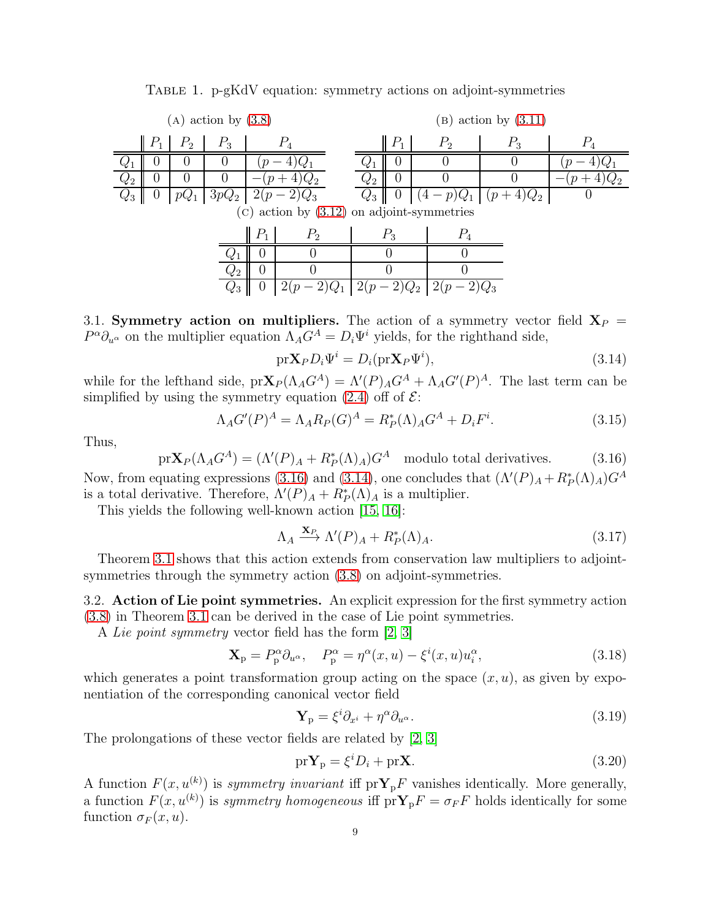Table 1. p-gKdV equation: symmetry actions on adjoint-symmetries

(a) action by (3.8)

| | $P_1$ | $P_2$ | $P_3$ | $P_4$ |
|---|---|---|---|---|
| $Q_1$ | 0 | 0 | 0 | $(p-4)Q_1$ |
| $Q_2$ | 0 | 0 | 0 | $-(p+4)Q_2$ |
| $Q_3$ | 0 | $pQ_1$ | $3pQ_2$ | $2(p-2)Q_3$ |

(b) action by (3.11)

| | $P_1$ | $P_2$ | $P_3$ | $P_4$ |
|---|---|---|---|---|
| $Q_1$ | 0 | 0 | 0 | $(p-4)Q_1$ |
| $Q_2$ | 0 | 0 | 0 | $-(p+4)Q_2$ |
| $Q_3$ | 0 | $(4-p)Q_1$ | $(p+4)Q_2$ | 0 |

(c) action by (3.12) on adjoint-symmetries

| | $P_1$ | $P_2$ | $P_3$ | $P_4$ |
|---|---|---|---|---|
| $Q_1$ | 0 | 0 | 0 | 0 |
| $Q_2$ | 0 | 0 | 0 | 0 |
| $Q_3$ | 0 | $2(p-2)Q_1$ | $2(p-2)Q_2$ | $2(p-2)Q_3$ |

3.1. **Symmetry action on multipliers.** The action of a symmetry vector field $\mathbf{X}_P = P^\alpha\partial_{u^\alpha}$ on the multiplier equation $\Lambda_A G^A = D_i\Psi^i$ yields, for the righthand side,

$$\mathrm{pr}\mathbf{X}_P D_i\Psi^i = D_i(\mathrm{pr}\mathbf{X}_P\Psi^i), \tag{3.14}$$

while for the lefthand side, $\mathrm{pr}\mathbf{X}_P(\Lambda_A G^A) = \Lambda'(P)_A G^A + \Lambda_A G'(P)^A$. The last term can be simplified by using the symmetry equation (2.4) off of $\mathcal{E}$:

$$\Lambda_A G'(P)^A = \Lambda_A R_P(G)^A = R^*_P(\Lambda)_A G^A + D_i F^i. \tag{3.15}$$

Thus,

$$\mathrm{pr}\mathbf{X}_P(\Lambda_A G^A) = (\Lambda'(P)_A + R^*_P(\Lambda)_A)G^A \quad \text{modulo total derivatives.} \tag{3.16}$$

Now, from equating expressions (3.16) and (3.14), one concludes that $(\Lambda'(P)_A + R^*_P(\Lambda)_A)G^A$ is a total derivative. Therefore, $\Lambda'(P)_A + R^*_P(\Lambda)_A$ is a multiplier.

This yields the following well-known action [15, 16]:

$$\Lambda_A \xrightarrow{\mathbf{X}_P} \Lambda'(P)_A + R^*_P(\Lambda)_A. \tag{3.17}$$

Theorem 3.1 shows that this action extends from conservation law multipliers to adjoint-symmetries through the symmetry action (3.8) on adjoint-symmetries.

3.2. **Action of Lie point symmetries.** An explicit expression for the first symmetry action (3.8) in Theorem 3.1 can be derived in the case of Lie point symmetries.

A *Lie point symmetry* vector field has the form [2, 3]

$$\mathbf{X}_\mathrm{p} = P^\alpha_\mathrm{p}\partial_{u^\alpha}, \quad P^\alpha_\mathrm{p} = \eta^\alpha(x,u) - \xi^i(x,u)u^\alpha_i, \tag{3.18}$$

which generates a point transformation group acting on the space $(x,u)$, as given by exponentiation of the corresponding canonical vector field

$$\mathbf{Y}_\mathrm{p} = \xi^i\partial_{x^i} + \eta^\alpha\partial_{u^\alpha}. \tag{3.19}$$

The prolongations of these vector fields are related by [2, 3]

$$\mathrm{pr}\mathbf{Y}_\mathrm{p} = \xi^i D_i + \mathrm{pr}\mathbf{X}. \tag{3.20}$$

A function $F(x,u^{(k)})$ is *symmetry invariant* iff $\mathrm{pr}\mathbf{Y}_\mathrm{p}F$ vanishes identically. More generally, a function $F(x,u^{(k)})$ is *symmetry homogeneous* iff $\mathrm{pr}\mathbf{Y}_\mathrm{p}F = \sigma_F F$ holds identically for some function $\sigma_F(x,u)$.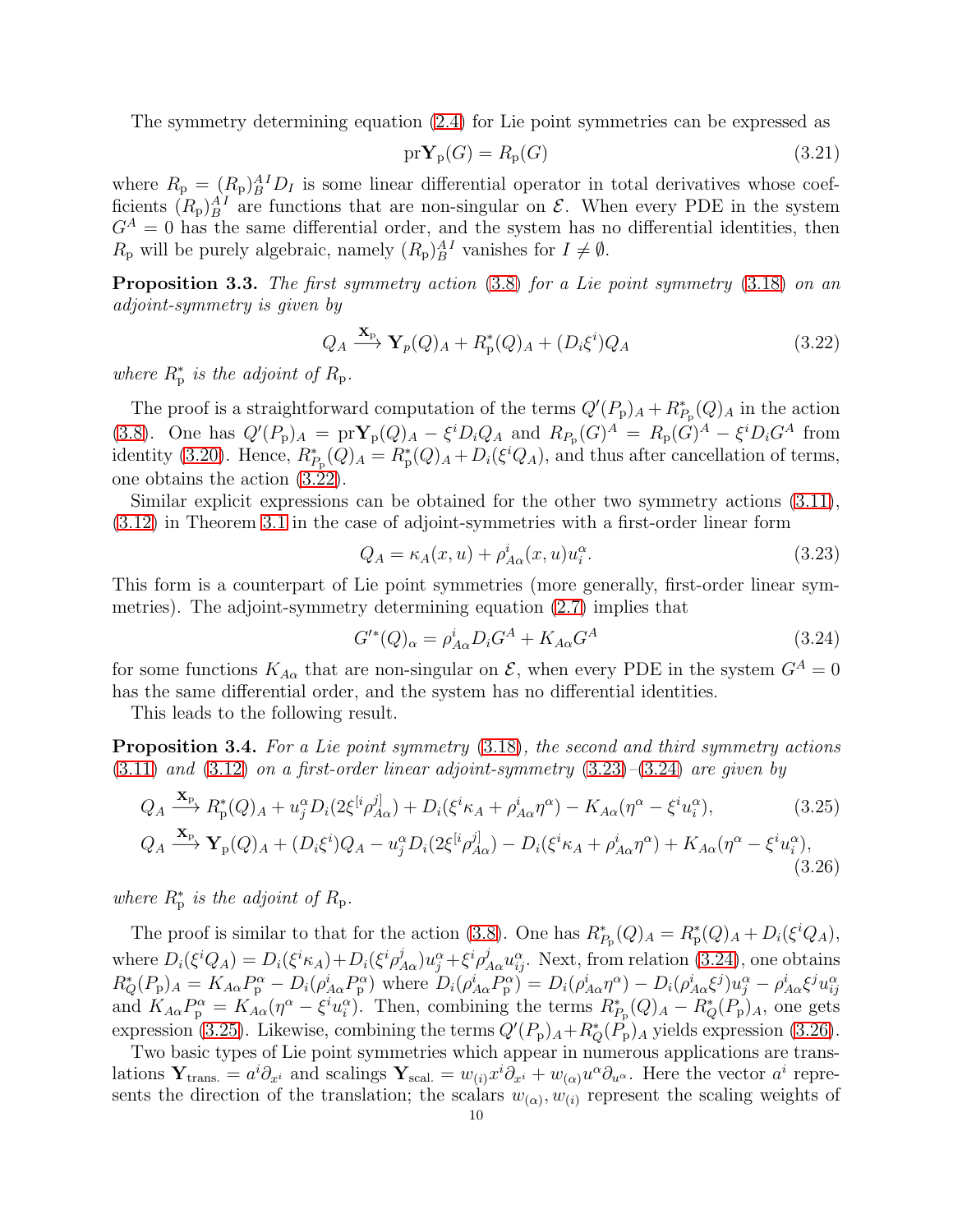The symmetry determining equation (2.4) for Lie point symmetries can be expressed as

$$\mathrm{pr}\mathbf{Y}_{\mathrm{p}}(G) = R_{\mathrm{p}}(G) \tag{3.21}$$

where $R_{\mathrm{p}} = (R_{\mathrm{p}})^{AI}_{B} D_I$ is some linear differential operator in total derivatives whose coefficients $(R_{\mathrm{p}})^{AI}_{B}$ are functions that are non-singular on $\mathcal{E}$. When every PDE in the system $G^A = 0$ has the same differential order, and the system has no differential identities, then $R_{\mathrm{p}}$ will be purely algebraic, namely $(R_{\mathrm{p}})^{AI}_{B}$ vanishes for $I \neq \emptyset$.

**Proposition 3.3.** *The first symmetry action (3.8) for a Lie point symmetry (3.18) on an adjoint-symmetry is given by*

$$Q_A \xrightarrow{\mathbf{X}_{\mathrm{p}}} \mathbf{Y}_p(Q)_A + R^*_{\mathrm{p}}(Q)_A + (D_i\xi^i)Q_A \tag{3.22}$$

*where $R^*_{\mathrm{p}}$ is the adjoint of $R_{\mathrm{p}}$.*

The proof is a straightforward computation of the terms $Q'(P_{\mathrm{p}})_A + R^*_{P_{\mathrm{p}}}(Q)_A$ in the action (3.8). One has $Q'(P_{\mathrm{p}})_A = \mathrm{pr}\mathbf{Y}_{\mathrm{p}}(Q)_A - \xi^i D_i Q_A$ and $R_{P_{\mathrm{p}}}(G)^A = R_{\mathrm{p}}(G)^A - \xi^i D_i G^A$ from identity (3.20). Hence, $R^*_{P_{\mathrm{p}}}(Q)_A = R^*_{\mathrm{p}}(Q)_A + D_i(\xi^i Q_A)$, and thus after cancellation of terms, one obtains the action (3.22).

Similar explicit expressions can be obtained for the other two symmetry actions (3.11), (3.12) in Theorem 3.1 in the case of adjoint-symmetries with a first-order linear form

$$Q_A = \kappa_A(x,u) + \rho^i_{A\alpha}(x,u)u^\alpha_i. \tag{3.23}$$

This form is a counterpart of Lie point symmetries (more generally, first-order linear symmetries). The adjoint-symmetry determining equation (2.7) implies that

$$G'^*(Q)_\alpha = \rho^i_{A\alpha} D_i G^A + K_{A\alpha} G^A \tag{3.24}$$

for some functions $K_{A\alpha}$ that are non-singular on $\mathcal{E}$, when every PDE in the system $G^A = 0$ has the same differential order, and the system has no differential identities.

This leads to the following result.

**Proposition 3.4.** *For a Lie point symmetry (3.18), the second and third symmetry actions (3.11) and (3.12) on a first-order linear adjoint-symmetry (3.23)–(3.24) are given by*

$$Q_A \xrightarrow{\mathbf{X}_{\mathrm{p}}} R^*_{\mathrm{p}}(Q)_A + u^\alpha_j D_i(2\xi^{[i}\rho^{j]}_{A\alpha}) + D_i(\xi^i\kappa_A + \rho^i_{A\alpha}\eta^\alpha) - K_{A\alpha}(\eta^\alpha - \xi^i u^\alpha_i), \tag{3.25}$$

$$Q_A \xrightarrow{\mathbf{X}_{\mathrm{p}}} \mathbf{Y}_{\mathrm{p}}(Q)_A + (D_i\xi^i)Q_A - u^\alpha_j D_i(2\xi^{[i}\rho^{j]}_{A\alpha}) - D_i(\xi^i\kappa_A + \rho^i_{A\alpha}\eta^\alpha) + K_{A\alpha}(\eta^\alpha - \xi^i u^\alpha_i), \tag{3.26}$$

*where $R^*_{\mathrm{p}}$ is the adjoint of $R_{\mathrm{p}}$.*

The proof is similar to that for the action (3.8). One has $R^*_{P_{\mathrm{p}}}(Q)_A = R^*_{\mathrm{p}}(Q)_A + D_i(\xi^i Q_A)$, where $D_i(\xi^i Q_A) = D_i(\xi^i\kappa_A) + D_i(\xi^i\rho^j_{A\alpha})u^\alpha_j + \xi^i\rho^j_{A\alpha}u^\alpha_{ij}$. Next, from relation (3.24), one obtains $R^*_Q(P_{\mathrm{p}})_A = K_{A\alpha}P^\alpha_{\mathrm{p}} - D_i(\rho^i_{A\alpha}P^\alpha_{\mathrm{p}})$ where $D_i(\rho^i_{A\alpha}P^\alpha_{\mathrm{p}}) = D_i(\rho^i_{A\alpha}\eta^\alpha) - D_i(\rho^i_{A\alpha}\xi^j)u^\alpha_j - \rho^i_{A\alpha}\xi^j u^\alpha_{ij}$ and $K_{A\alpha}P^\alpha_{\mathrm{p}} = K_{A\alpha}(\eta^\alpha - \xi^i u^\alpha_i)$. Then, combining the terms $R^*_{P_{\mathrm{p}}}(Q)_A - R^*_Q(P_{\mathrm{p}})_A$, one gets expression (3.25). Likewise, combining the terms $Q'(P_{\mathrm{p}})_A + R^*_Q(P_{\mathrm{p}})_A$ yields expression (3.26).

Two basic types of Lie point symmetries which appear in numerous applications are translations $\mathbf{Y}_{\text{trans.}} = a^i\partial_{x^i}$ and scalings $\mathbf{Y}_{\text{scal.}} = w_{(i)}x^i\partial_{x^i} + w_{(\alpha)}u^\alpha\partial_{u^\alpha}$. Here the vector $a^i$ represents the direction of the translation; the scalars $w_{(\alpha)}, w_{(i)}$ represent the scaling weights of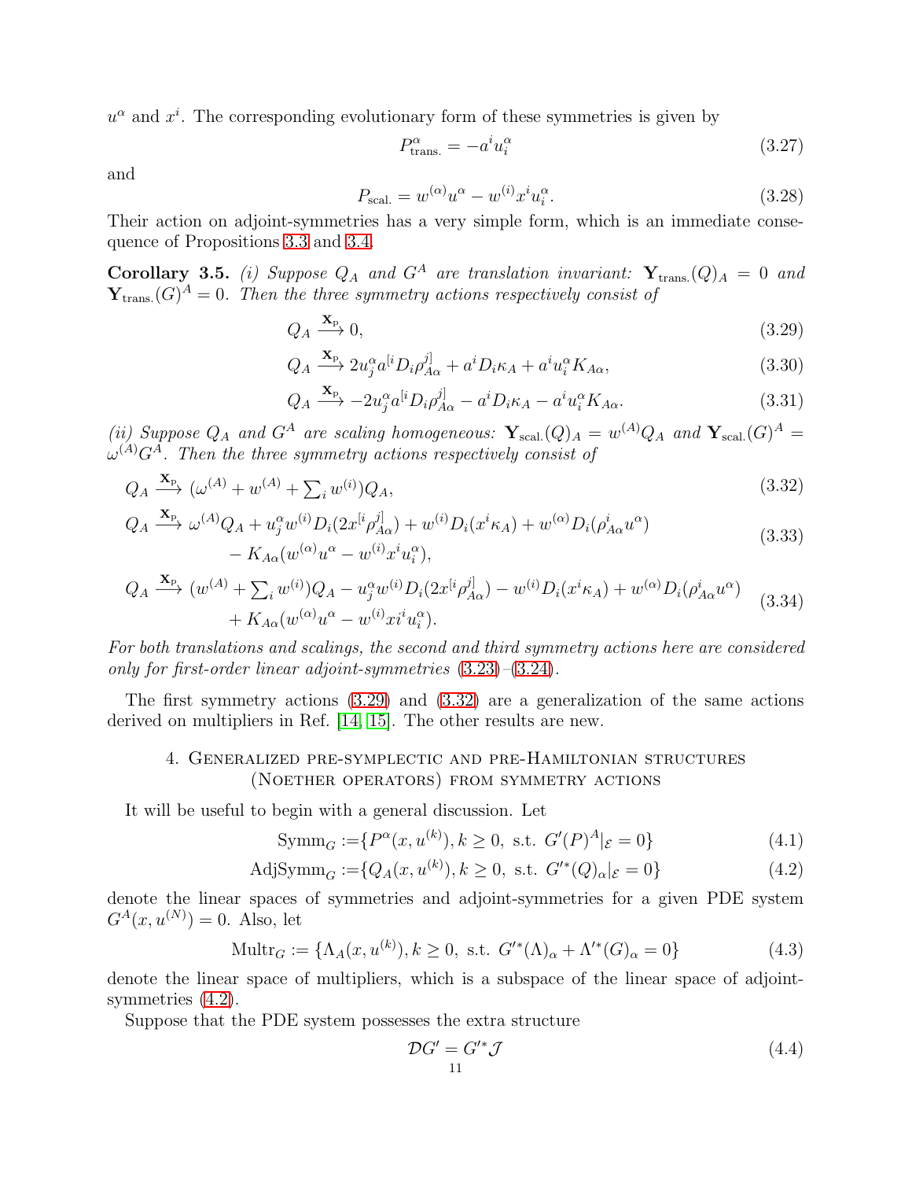$u^\alpha$ and $x^i$. The corresponding evolutionary form of these symmetries is given by

$$P^\alpha_{\text{trans.}} = -a^i u^\alpha_i \tag{3.27}$$

and

$$P_{\text{scal.}} = w^{(\alpha)} u^\alpha - w^{(i)} x^i u^\alpha_i. \tag{3.28}$$

Their action on adjoint-symmetries has a very simple form, which is an immediate consequence of Propositions 3.3 and 3.4.

**Corollary 3.5.** *(i) Suppose $Q_A$ and $G^A$ are translation invariant: $\mathbf{Y}_{\text{trans.}}(Q)_A = 0$ and $\mathbf{Y}_{\text{trans.}}(G)^A = 0$. Then the three symmetry actions respectively consist of*

$$Q_A \xrightarrow{\mathbf{X}_{\rm P}} 0, \tag{3.29}$$

$$Q_A \xrightarrow{\mathbf{X}_{\rm P}} 2u^\alpha_j a^{[i} D_i \rho^{j]}_{A\alpha} + a^i D_i \kappa_A + a^i u^\alpha_i K_{A\alpha}, \tag{3.30}$$

$$Q_A \xrightarrow{\mathbf{X}_{\rm P}} -2u^\alpha_j a^{[i} D_i \rho^{j]}_{A\alpha} - a^i D_i \kappa_A - a^i u^\alpha_i K_{A\alpha}. \tag{3.31}$$

*(ii) Suppose $Q_A$ and $G^A$ are scaling homogeneous: $\mathbf{Y}_{\text{scal.}}(Q)_A = w^{(A)} Q_A$ and $\mathbf{Y}_{\text{scal.}}(G)^A = \omega^{(A)} G^A$. Then the three symmetry actions respectively consist of*

$$Q_A \xrightarrow{\mathbf{X}_{\rm P}} (\omega^{(A)} + w^{(A)} + \textstyle\sum_i w^{(i)}) Q_A, \tag{3.32}$$

$$\begin{aligned} Q_A \xrightarrow{\mathbf{X}_{\rm P}} \;& \omega^{(A)} Q_A + u^\alpha_j w^{(i)} D_i(2x^{[i} \rho^{j]}_{A\alpha}) + w^{(i)} D_i(x^i \kappa_A) + w^{(\alpha)} D_i(\rho^i_{A\alpha} u^\alpha) \\ & - K_{A\alpha}(w^{(\alpha)} u^\alpha - w^{(i)} x^i u^\alpha_i), \end{aligned} \tag{3.33}$$

$$\begin{aligned} Q_A \xrightarrow{\mathbf{X}_{\rm P}} \;& (w^{(A)} + \textstyle\sum_i w^{(i)}) Q_A - u^\alpha_j w^{(i)} D_i(2x^{[i} \rho^{j]}_{A\alpha}) - w^{(i)} D_i(x^i \kappa_A) + w^{(\alpha)} D_i(\rho^i_{A\alpha} u^\alpha) \\ & + K_{A\alpha}(w^{(\alpha)} u^\alpha - w^{(i)} x i^i u^\alpha_i). \end{aligned} \tag{3.34}$$

*For both translations and scalings, the second and third symmetry actions here are considered only for first-order linear adjoint-symmetries (3.23)–(3.24).*

The first symmetry actions (3.29) and (3.32) are a generalization of the same actions derived on multipliers in Ref. [14, 15]. The other results are new.

## 4. Generalized pre-symplectic and pre-Hamiltonian structures (Noether operators) from symmetry actions

It will be useful to begin with a general discussion. Let

$$\text{Symm}_G := \{P^\alpha(x, u^{(k)}), k \geq 0, \text{ s.t. } G'(P)^A|_{\mathcal{E}} = 0\} \tag{4.1}$$

$$\text{AdjSymm}_G := \{Q_A(x, u^{(k)}), k \geq 0, \text{ s.t. } G'^*(Q)_\alpha|_{\mathcal{E}} = 0\} \tag{4.2}$$

denote the linear spaces of symmetries and adjoint-symmetries for a given PDE system $G^A(x, u^{(N)}) = 0$. Also, let

$$\text{Multr}_G := \{\Lambda_A(x, u^{(k)}), k \geq 0, \text{ s.t. } G'^*(\Lambda)_\alpha + \Lambda'^*(G)_\alpha = 0\} \tag{4.3}$$

denote the linear space of multipliers, which is a subspace of the linear space of adjoint-symmetries (4.2).

Suppose that the PDE system possesses the extra structure

$$\mathcal{D} G' = G'^* \mathcal{J} \tag{4.4}$$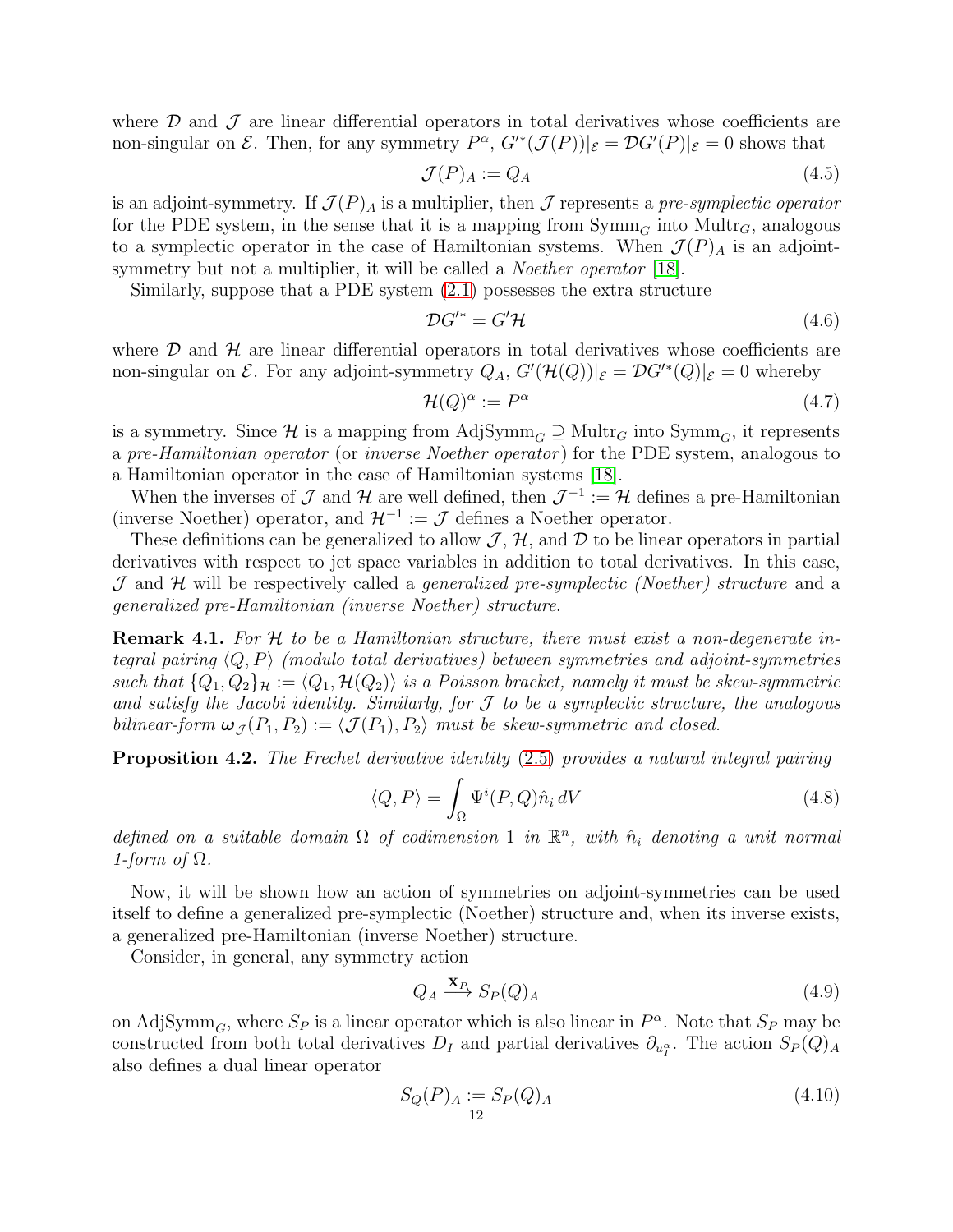where $\mathcal{D}$ and $\mathcal{J}$ are linear differential operators in total derivatives whose coefficients are non-singular on $\mathcal{E}$. Then, for any symmetry $P^\alpha$, $G'^*(\mathcal{J}(P))|_\mathcal{E} = \mathcal{D}G'(P)|_\mathcal{E} = 0$ shows that

$$\mathcal{J}(P)_A := Q_A \tag{4.5}$$

is an adjoint-symmetry. If $\mathcal{J}(P)_A$ is a multiplier, then $\mathcal{J}$ represents a *pre-symplectic operator* for the PDE system, in the sense that it is a mapping from $\mathrm{Symm}_G$ into $\mathrm{Multr}_G$, analogous to a symplectic operator in the case of Hamiltonian systems. When $\mathcal{J}(P)_A$ is an adjoint-symmetry but not a multiplier, it will be called a *Noether operator* [18].

Similarly, suppose that a PDE system (2.1) possesses the extra structure

$$\mathcal{D}G'^* = G'\mathcal{H} \tag{4.6}$$

where $\mathcal{D}$ and $\mathcal{H}$ are linear differential operators in total derivatives whose coefficients are non-singular on $\mathcal{E}$. For any adjoint-symmetry $Q_A$, $G'(\mathcal{H}(Q))|_\mathcal{E} = \mathcal{D}G'^*(Q)|_\mathcal{E} = 0$ whereby

$$\mathcal{H}(Q)^\alpha := P^\alpha \tag{4.7}$$

is a symmetry. Since $\mathcal{H}$ is a mapping from $\mathrm{AdjSymm}_G \supseteq \mathrm{Multr}_G$ into $\mathrm{Symm}_G$, it represents a *pre-Hamiltonian operator* (or *inverse Noether operator*) for the PDE system, analogous to a Hamiltonian operator in the case of Hamiltonian systems [18].

When the inverses of $\mathcal{J}$ and $\mathcal{H}$ are well defined, then $\mathcal{J}^{-1} := \mathcal{H}$ defines a pre-Hamiltonian (inverse Noether) operator, and $\mathcal{H}^{-1} := \mathcal{J}$ defines a Noether operator.

These definitions can be generalized to allow $\mathcal{J}$, $\mathcal{H}$, and $\mathcal{D}$ to be linear operators in partial derivatives with respect to jet space variables in addition to total derivatives. In this case, $\mathcal{J}$ and $\mathcal{H}$ will be respectively called a *generalized pre-symplectic (Noether) structure* and a *generalized pre-Hamiltonian (inverse Noether) structure*.

**Remark 4.1.** *For $\mathcal{H}$ to be a Hamiltonian structure, there must exist a non-degenerate integral pairing $\langle Q, P\rangle$ (modulo total derivatives) between symmetries and adjoint-symmetries such that $\{Q_1, Q_2\}_\mathcal{H} := \langle Q_1, \mathcal{H}(Q_2)\rangle$ is a Poisson bracket, namely it must be skew-symmetric and satisfy the Jacobi identity. Similarly, for $\mathcal{J}$ to be a symplectic structure, the analogous bilinear-form $\boldsymbol{\omega}_\mathcal{J}(P_1, P_2) := \langle \mathcal{J}(P_1), P_2\rangle$ must be skew-symmetric and closed.*

**Proposition 4.2.** *The Frechet derivative identity (2.5) provides a natural integral pairing*

$$\langle Q, P\rangle = \int_\Omega \Psi^i(P, Q)\hat{n}_i \, dV \tag{4.8}$$

*defined on a suitable domain $\Omega$ of codimension 1 in $\mathbb{R}^n$, with $\hat{n}_i$ denoting a unit normal 1-form of $\Omega$.*

Now, it will be shown how an action of symmetries on adjoint-symmetries can be used itself to define a generalized pre-symplectic (Noether) structure and, when its inverse exists, a generalized pre-Hamiltonian (inverse Noether) structure.

Consider, in general, any symmetry action

$$Q_A \xrightarrow{\mathbf{X}_P} S_P(Q)_A \tag{4.9}$$

on $\mathrm{AdjSymm}_G$, where $S_P$ is a linear operator which is also linear in $P^\alpha$. Note that $S_P$ may be constructed from both total derivatives $D_I$ and partial derivatives $\partial_{u^\alpha_I}$. The action $S_P(Q)_A$ also defines a dual linear operator

$$S_Q(P)_A := S_P(Q)_A \tag{4.10}$$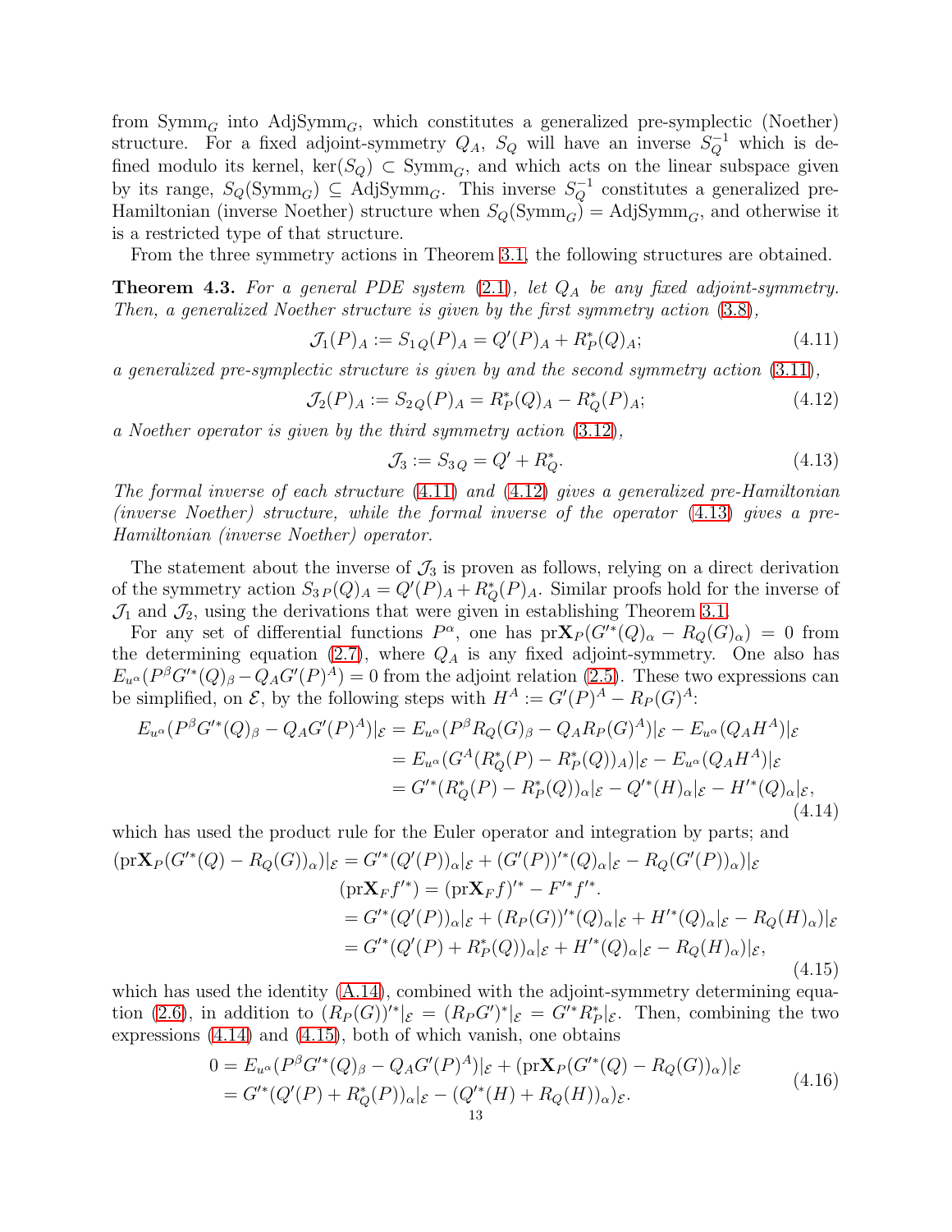from $\mathrm{Symm}_G$ into $\mathrm{AdjSymm}_G$, which constitutes a generalized pre-symplectic (Noether) structure. For a fixed adjoint-symmetry $Q_A$, $S_Q$ will have an inverse $S_Q^{-1}$ which is defined modulo its kernel, $\ker(S_Q) \subset \mathrm{Symm}_G$, and which acts on the linear subspace given by its range, $S_Q(\mathrm{Symm}_G) \subseteq \mathrm{AdjSymm}_G$. This inverse $S_Q^{-1}$ constitutes a generalized pre-Hamiltonian (inverse Noether) structure when $S_Q(\mathrm{Symm}_G) = \mathrm{AdjSymm}_G$, and otherwise it is a restricted type of that structure.

From the three symmetry actions in Theorem 3.1, the following structures are obtained.

**Theorem 4.3.** *For a general PDE system (2.1), let $Q_A$ be any fixed adjoint-symmetry. Then, a generalized Noether structure is given by the first symmetry action (3.8),*

$$\mathcal{J}_1(P)_A := S_{1\,Q}(P)_A = Q'(P)_A + R^*_P(Q)_A; \tag{4.11}$$

*a generalized pre-symplectic structure is given by and the second symmetry action (3.11),*

$$\mathcal{J}_2(P)_A := S_{2\,Q}(P)_A = R^*_P(Q)_A - R^*_Q(P)_A; \tag{4.12}$$

*a Noether operator is given by the third symmetry action (3.12),*

$$\mathcal{J}_3 := S_{3\,Q} = Q' + R^*_Q. \tag{4.13}$$

*The formal inverse of each structure (4.11) and (4.12) gives a generalized pre-Hamiltonian (inverse Noether) structure, while the formal inverse of the operator (4.13) gives a pre-Hamiltonian (inverse Noether) operator.*

The statement about the inverse of $\mathcal{J}_3$ is proven as follows, relying on a direct derivation of the symmetry action $S_{3\,P}(Q)_A = Q'(P)_A + R^*_Q(P)_A$. Similar proofs hold for the inverse of $\mathcal{J}_1$ and $\mathcal{J}_2$, using the derivations that were given in establishing Theorem 3.1.

For any set of differential functions $P^\alpha$, one has $\mathrm{pr}\mathbf{X}_P(G'^*(Q)_\alpha - R_Q(G)_\alpha) = 0$ from the determining equation (2.7), where $Q_A$ is any fixed adjoint-symmetry. One also has $E_{u^\alpha}(P^\beta G'^*(Q)_\beta - Q_A G'(P)^A) = 0$ from the adjoint relation (2.5). These two expressions can be simplified, on $\mathcal{E}$, by the following steps with $H^A := G'(P)^A - R_P(G)^A$:

$$\begin{aligned}
E_{u^\alpha}(P^\beta G'^*(Q)_\beta - Q_A G'(P)^A)|_\mathcal{E} &= E_{u^\alpha}(P^\beta R_Q(G)_\beta - Q_A R_P(G)^A)|_\mathcal{E} - E_{u^\alpha}(Q_A H^A)|_\mathcal{E} \\
&= E_{u^\alpha}(G^A(R^*_Q(P) - R^*_P(Q))_A)|_\mathcal{E} - E_{u^\alpha}(Q_A H^A)|_\mathcal{E} \\
&= G'^*(R^*_Q(P) - R^*_P(Q))_\alpha|_\mathcal{E} - Q'^*(H)_\alpha|_\mathcal{E} - H'^*(Q)_\alpha|_\mathcal{E},
\end{aligned} \tag{4.14}$$

which has used the product rule for the Euler operator and integration by parts; and

$$\begin{aligned}
(\mathrm{pr}\mathbf{X}_P(G'^*(Q) - R_Q(G))_\alpha)|_\mathcal{E} &= G'^*(Q'(P))_\alpha|_\mathcal{E} + (G'(P))'^*(Q)_\alpha|_\mathcal{E} - R_Q(G'(P))_\alpha)|_\mathcal{E} \\
(\mathrm{pr}\mathbf{X}_F f'^*) &= (\mathrm{pr}\mathbf{X}_F f)'^* - F'^* f'^*. \\
&= G'^*(Q'(P))_\alpha|_\mathcal{E} + (R_P(G))'^*(Q)_\alpha|_\mathcal{E} + H'^*(Q)_\alpha|_\mathcal{E} - R_Q(H)_\alpha)|_\mathcal{E} \\
&= G'^*(Q'(P) + R^*_P(Q))_\alpha|_\mathcal{E} + H'^*(Q)_\alpha|_\mathcal{E} - R_Q(H)_\alpha)|_\mathcal{E},
\end{aligned} \tag{4.15}$$

which has used the identity (A.14), combined with the adjoint-symmetry determining equation (2.6), in addition to $(R_P(G))'^*|_\mathcal{E} = (R_P G')^*|_\mathcal{E} = G'^* R^*_P|_\mathcal{E}$. Then, combining the two expressions (4.14) and (4.15), both of which vanish, one obtains

$$\begin{aligned}
0 &= E_{u^\alpha}(P^\beta G'^*(Q)_\beta - Q_A G'(P)^A)|_\mathcal{E} + (\mathrm{pr}\mathbf{X}_P(G'^*(Q) - R_Q(G))_\alpha)|_\mathcal{E} \\
&= G'^*(Q'(P) + R^*_Q(P))_\alpha|_\mathcal{E} - (Q'^*(H) + R_Q(H))_\alpha)_\mathcal{E}.
\end{aligned} \tag{4.16}$$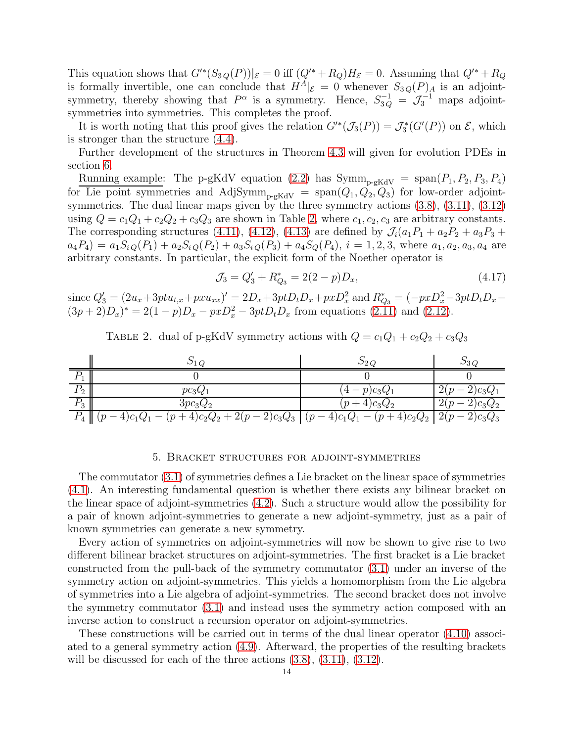This equation shows that $G'^*(S_{3\,Q}(P))|_{\mathcal{E}} = 0$ iff $(Q'^* + R_Q)H_{\mathcal{E}} = 0$. Assuming that $Q'^* + R_Q$ is formally invertible, one can conclude that $H^A|_{\mathcal{E}} = 0$ whenever $S_{3\,Q}(P)_A$ is an adjoint-symmetry, thereby showing that $P^\alpha$ is a symmetry. Hence, $S_{3\,Q}^{-1} = \mathcal{J}_3^{-1}$ maps adjoint-symmetries into symmetries. This completes the proof.

It is worth noting that this proof gives the relation $G'^*(\mathcal{J}_3(P)) = \mathcal{J}_3^*(G'(P))$ on $\mathcal{E}$, which is stronger than the structure (4.4).

Further development of the structures in Theorem 4.3 will given for evolution PDEs in section 6.

Running example: The p-gKdV equation (2.2) has $\mathrm{Symm}_{\text{p-gKdV}} = \mathrm{span}(P_1, P_2, P_3, P_4)$ for Lie point symmetries and $\mathrm{AdjSymm}_{\text{p-gKdV}} = \mathrm{span}(Q_1, Q_2, Q_3)$ for low-order adjoint-symmetries. The dual linear maps given by the three symmetry actions (3.8), (3.11), (3.12) using $Q = c_1Q_1 + c_2Q_2 + c_3Q_3$ are shown in Table 2, where $c_1, c_2, c_3$ are arbitrary constants. The corresponding structures (4.11), (4.12), (4.13) are defined by $\mathcal{J}_i(a_1P_1 + a_2P_2 + a_3P_3 + a_4P_4) = a_1S_{i\,Q}(P_1) + a_2S_{i\,Q}(P_2) + a_3S_{i\,Q}(P_3) + a_4S_Q(P_4)$, $i = 1, 2, 3$, where $a_1, a_2, a_3, a_4$ are arbitrary constants. In particular, the explicit form of the Noether operator is

$$\mathcal{J}_3 = Q_3' + R_{Q_3}^* = 2(2-p)D_x, \tag{4.17}$$

since $Q_3' = (2u_x + 3ptu_{t,x} + pxu_{xx})' = 2D_x + 3ptD_tD_x + pxD_x^2$ and $R_{Q_3}^* = (-pxD_x^2 - 3ptD_tD_x - (3p+2)D_x)^* = 2(1-p)D_x - pxD_x^2 - 3ptD_tD_x$ from equations (2.11) and (2.12).

Table 2. dual of p-gKdV symmetry actions with $Q = c_1Q_1 + c_2Q_2 + c_3Q_3$

| | $S_{1\,Q}$ | $S_{2\,Q}$ | $S_{3\,Q}$ |
|---|---|---|---|
| $P_1$ | $0$ | $0$ | $0$ |
| $P_2$ | $pc_3Q_1$ | $(4-p)c_3Q_1$ | $2(p-2)c_3Q_1$ |
| $P_3$ | $3pc_3Q_2$ | $(p+4)c_3Q_2$ | $2(p-2)c_3Q_2$ |
| $P_4$ | $(p-4)c_1Q_1 - (p+4)c_2Q_2 + 2(p-2)c_3Q_3$ | $(p-4)c_1Q_1 - (p+4)c_2Q_2$ | $2(p-2)c_3Q_3$ |

## 5. Bracket structures for adjoint-symmetries

The commutator (3.1) of symmetries defines a Lie bracket on the linear space of symmetries (4.1). An interesting fundamental question is whether there exists any bilinear bracket on the linear space of adjoint-symmetries (4.2). Such a structure would allow the possibility for a pair of known adjoint-symmetries to generate a new adjoint-symmetry, just as a pair of known symmetries can generate a new symmetry.

Every action of symmetries on adjoint-symmetries will now be shown to give rise to two different bilinear bracket structures on adjoint-symmetries. The first bracket is a Lie bracket constructed from the pull-back of the symmetry commutator (3.1) under an inverse of the symmetry action on adjoint-symmetries. This yields a homomorphism from the Lie algebra of symmetries into a Lie algebra of adjoint-symmetries. The second bracket does not involve the symmetry commutator (3.1) and instead uses the symmetry action composed with an inverse action to construct a recursion operator on adjoint-symmetries.

These constructions will be carried out in terms of the dual linear operator (4.10) associated to a general symmetry action (4.9). Afterward, the properties of the resulting brackets will be discussed for each of the three actions (3.8), (3.11), (3.12).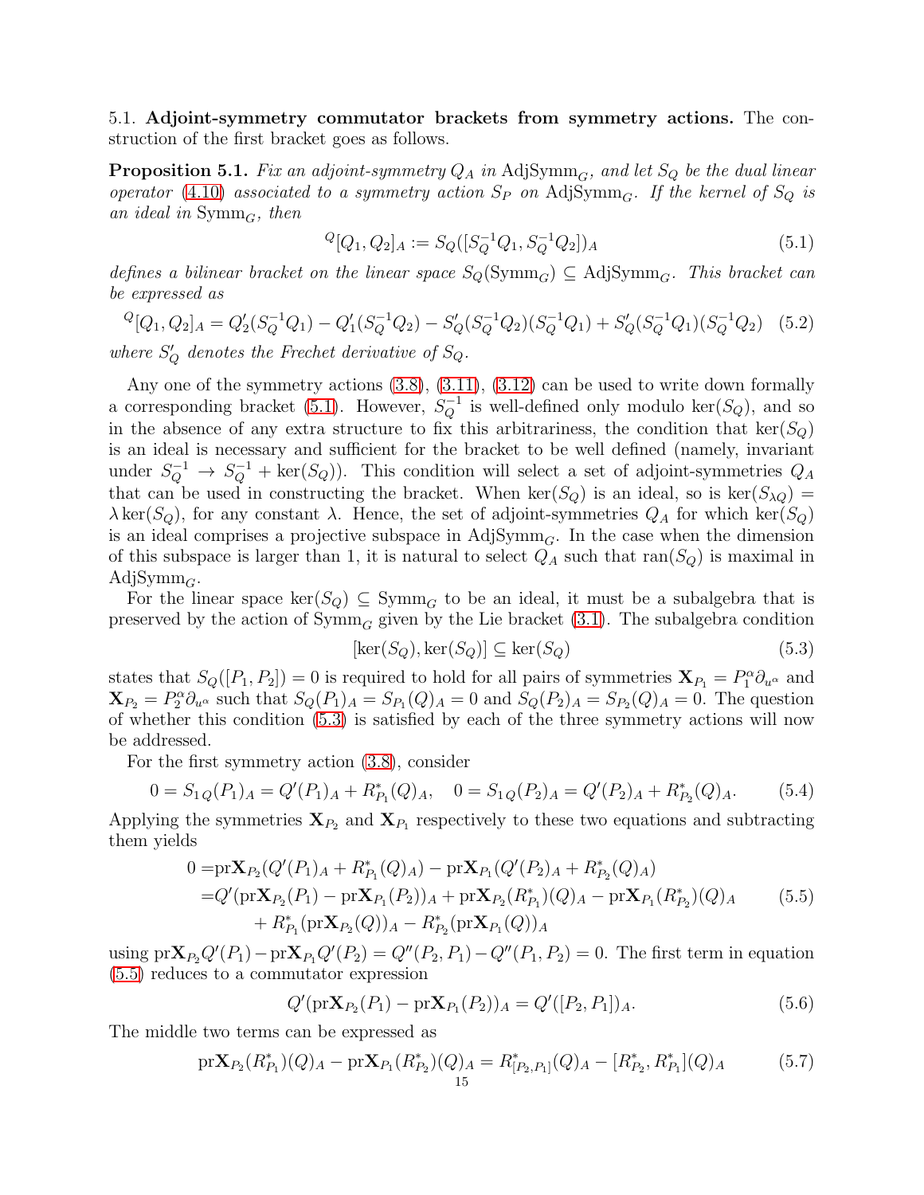5.1. **Adjoint-symmetry commutator brackets from symmetry actions.** The construction of the first bracket goes as follows.

**Proposition 5.1.** *Fix an adjoint-symmetry $Q_A$ in $\mathrm{AdjSymm}_G$, and let $S_Q$ be the dual linear operator (4.10) associated to a symmetry action $S_P$ on $\mathrm{AdjSymm}_G$. If the kernel of $S_Q$ is an ideal in $\mathrm{Symm}_G$, then*

$$
{}^{Q}[Q_1, Q_2]_A := S_Q([S_Q^{-1}Q_1, S_Q^{-1}Q_2])_A \tag{5.1}
$$

*defines a bilinear bracket on the linear space $S_Q(\mathrm{Symm}_G) \subseteq \mathrm{AdjSymm}_G$. This bracket can be expressed as*

$$
{}^{Q}[Q_1, Q_2]_A = Q_2'(S_Q^{-1}Q_1) - Q_1'(S_Q^{-1}Q_2) - S_Q'(S_Q^{-1}Q_2)(S_Q^{-1}Q_1) + S_Q'(S_Q^{-1}Q_1)(S_Q^{-1}Q_2) \tag{5.2}
$$

*where $S_Q'$ denotes the Frechet derivative of $S_Q$.*

Any one of the symmetry actions (3.8), (3.11), (3.12) can be used to write down formally a corresponding bracket (5.1). However, $S_Q^{-1}$ is well-defined only modulo $\ker(S_Q)$, and so in the absence of any extra structure to fix this arbitrariness, the condition that $\ker(S_Q)$ is an ideal is necessary and sufficient for the bracket to be well defined (namely, invariant under $S_Q^{-1} \to S_Q^{-1} + \ker(S_Q)$). This condition will select a set of adjoint-symmetries $Q_A$ that can be used in constructing the bracket. When $\ker(S_Q)$ is an ideal, so is $\ker(S_{\lambda Q}) = \lambda \ker(S_Q)$, for any constant $\lambda$. Hence, the set of adjoint-symmetries $Q_A$ for which $\ker(S_Q)$ is an ideal comprises a projective subspace in $\mathrm{AdjSymm}_G$. In the case when the dimension of this subspace is larger than 1, it is natural to select $Q_A$ such that $\mathrm{ran}(S_Q)$ is maximal in $\mathrm{AdjSymm}_G$.

For the linear space $\ker(S_Q) \subseteq \mathrm{Symm}_G$ to be an ideal, it must be a subalgebra that is preserved by the action of $\mathrm{Symm}_G$ given by the Lie bracket (3.1). The subalgebra condition

$$
[\ker(S_Q), \ker(S_Q)] \subseteq \ker(S_Q) \tag{5.3}
$$

states that $S_Q([P_1, P_2]) = 0$ is required to hold for all pairs of symmetries $\mathbf{X}_{P_1} = P_1^\alpha \partial_{u^\alpha}$ and $\mathbf{X}_{P_2} = P_2^\alpha \partial_{u^\alpha}$ such that $S_Q(P_1)_A = S_{P_1}(Q)_A = 0$ and $S_Q(P_2)_A = S_{P_2}(Q)_A = 0$. The question of whether this condition (5.3) is satisfied by each of the three symmetry actions will now be addressed.

For the first symmetry action (3.8), consider

$$
0 = S_{1\,Q}(P_1)_A = Q'(P_1)_A + R^*_{P_1}(Q)_A, \quad 0 = S_{1\,Q}(P_2)_A = Q'(P_2)_A + R^*_{P_2}(Q)_A. \tag{5.4}
$$

Applying the symmetries $\mathbf{X}_{P_2}$ and $\mathbf{X}_{P_1}$ respectively to these two equations and subtracting them yields

$$
\begin{aligned}
0 =& \mathrm{pr}\mathbf{X}_{P_2}(Q'(P_1)_A + R^*_{P_1}(Q)_A) - \mathrm{pr}\mathbf{X}_{P_1}(Q'(P_2)_A + R^*_{P_2}(Q)_A) \\
=& Q'(\mathrm{pr}\mathbf{X}_{P_2}(P_1) - \mathrm{pr}\mathbf{X}_{P_1}(P_2))_A + \mathrm{pr}\mathbf{X}_{P_2}(R^*_{P_1})(Q)_A - \mathrm{pr}\mathbf{X}_{P_1}(R^*_{P_2})(Q)_A \\
&+ R^*_{P_1}(\mathrm{pr}\mathbf{X}_{P_2}(Q))_A - R^*_{P_2}(\mathrm{pr}\mathbf{X}_{P_1}(Q))_A
\end{aligned} \tag{5.5}
$$

using $\mathrm{pr}\mathbf{X}_{P_2} Q'(P_1) - \mathrm{pr}\mathbf{X}_{P_1} Q'(P_2) = Q''(P_2, P_1) - Q''(P_1, P_2) = 0$. The first term in equation (5.5) reduces to a commutator expression

$$
Q'(\mathrm{pr}\mathbf{X}_{P_2}(P_1) - \mathrm{pr}\mathbf{X}_{P_1}(P_2))_A = Q'([P_2, P_1])_A. \tag{5.6}
$$

The middle two terms can be expressed as

$$
\mathrm{pr}\mathbf{X}_{P_2}(R^*_{P_1})(Q)_A - \mathrm{pr}\mathbf{X}_{P_1}(R^*_{P_2})(Q)_A = R^*_{[P_2,P_1]}(Q)_A - [R^*_{P_2}, R^*_{P_1}](Q)_A \tag{5.7}
$$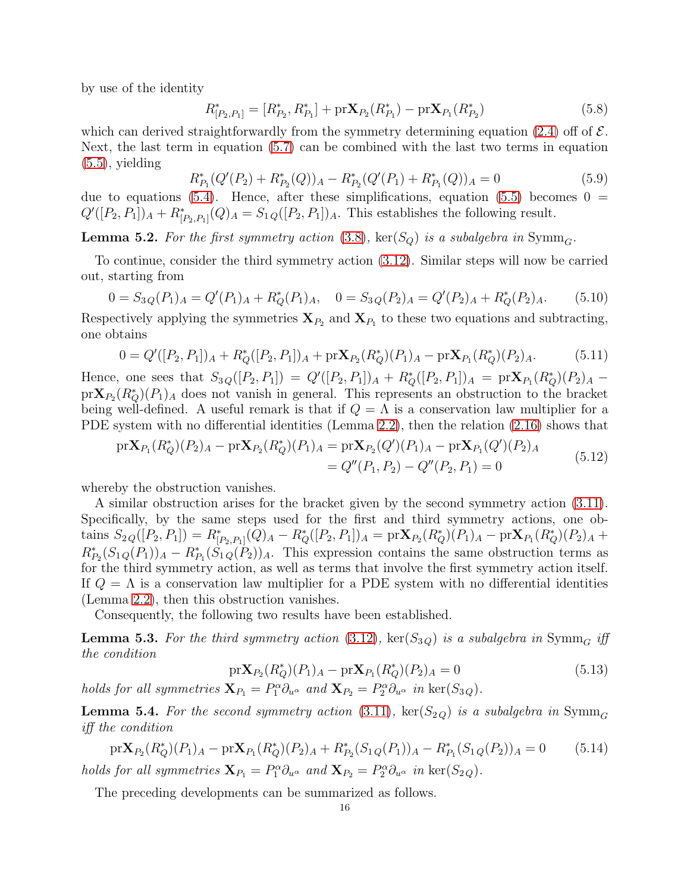by use of the identity

$$R^*_{[P_2,P_1]} = [R^*_{P_2}, R^*_{P_1}] + \mathrm{pr}\mathbf{X}_{P_2}(R^*_{P_1}) - \mathrm{pr}\mathbf{X}_{P_1}(R^*_{P_2}) \tag{5.8}$$

which can derived straightforwardly from the symmetry determining equation (2.4) off of $\mathcal{E}$. Next, the last term in equation (5.7) can be combined with the last two terms in equation (5.5), yielding

$$R^*_{P_1}(Q'(P_2) + R^*_{P_2}(Q))_A - R^*_{P_2}(Q'(P_1) + R^*_{P_1}(Q))_A = 0 \tag{5.9}$$

due to equations (5.4). Hence, after these simplifications, equation (5.5) becomes $0 = Q'([P_2, P_1])_A + R^*_{[P_2,P_1]}(Q)_A = S_{1\,Q}([P_2, P_1])_A$. This establishes the following result.

**Lemma 5.2.** *For the first symmetry action* (3.8)*,* $\ker(S_Q)$ *is a subalgebra in* $\mathrm{Symm}_G$*.*

To continue, consider the third symmetry action (3.12). Similar steps will now be carried out, starting from

$$0 = S_{3\,Q}(P_1)_A = Q'(P_1)_A + R^*_Q(P_1)_A, \quad 0 = S_{3\,Q}(P_2)_A = Q'(P_2)_A + R^*_Q(P_2)_A. \tag{5.10}$$

Respectively applying the symmetries $\mathbf{X}_{P_2}$ and $\mathbf{X}_{P_1}$ to these two equations and subtracting, one obtains

$$0 = Q'([P_2, P_1])_A + R^*_Q([P_2, P_1])_A + \mathrm{pr}\mathbf{X}_{P_2}(R^*_Q)(P_1)_A - \mathrm{pr}\mathbf{X}_{P_1}(R^*_Q)(P_2)_A. \tag{5.11}$$

Hence, one sees that $S_{3\,Q}([P_2, P_1]) = Q'([P_2, P_1])_A + R^*_Q([P_2, P_1])_A = \mathrm{pr}\mathbf{X}_{P_1}(R^*_Q)(P_2)_A - \mathrm{pr}\mathbf{X}_{P_2}(R^*_Q)(P_1)_A$ does not vanish in general. This represents an obstruction to the bracket being well-defined. A useful remark is that if $Q = \Lambda$ is a conservation law multiplier for a PDE system with no differential identities (Lemma 2.2), then the relation (2.16) shows that

$$\begin{aligned}
\mathrm{pr}\mathbf{X}_{P_1}(R^*_Q)(P_2)_A - \mathrm{pr}\mathbf{X}_{P_2}(R^*_Q)(P_1)_A &= \mathrm{pr}\mathbf{X}_{P_2}(Q')(P_1)_A - \mathrm{pr}\mathbf{X}_{P_1}(Q')(P_2)_A \\
&= Q''(P_1, P_2) - Q''(P_2, P_1) = 0
\end{aligned} \tag{5.12}$$

whereby the obstruction vanishes.

A similar obstruction arises for the bracket given by the second symmetry action (3.11). Specifically, by the same steps used for the first and third symmetry actions, one obtains $S_{2\,Q}([P_2, P_1]) = R^*_{[P_2,P_1]}(Q)_A - R^*_Q([P_2, P_1])_A = \mathrm{pr}\mathbf{X}_{P_2}(R^*_Q)(P_1)_A - \mathrm{pr}\mathbf{X}_{P_1}(R^*_Q)(P_2)_A + R^*_{P_2}(S_{1\,Q}(P_1))_A - R^*_{P_1}(S_{1\,Q}(P_2))_A$. This expression contains the same obstruction terms as for the third symmetry action, as well as terms that involve the first symmetry action itself. If $Q = \Lambda$ is a conservation law multiplier for a PDE system with no differential identities (Lemma 2.2), then this obstruction vanishes.

Consequently, the following two results have been established.

**Lemma 5.3.** *For the third symmetry action* (3.12)*,* $\ker(S_{3\,Q})$ *is a subalgebra in* $\mathrm{Symm}_G$ *iff the condition*

$$\mathrm{pr}\mathbf{X}_{P_2}(R^*_Q)(P_1)_A - \mathrm{pr}\mathbf{X}_{P_1}(R^*_Q)(P_2)_A = 0 \tag{5.13}$$

*holds for all symmetries* $\mathbf{X}_{P_1} = P_1^\alpha \partial_{u^\alpha}$ *and* $\mathbf{X}_{P_2} = P_2^\alpha \partial_{u^\alpha}$ *in* $\ker(S_{3\,Q})$*.*

**Lemma 5.4.** *For the second symmetry action* (3.11)*,* $\ker(S_{2\,Q})$ *is a subalgebra in* $\mathrm{Symm}_G$ *iff the condition*

$$\mathrm{pr}\mathbf{X}_{P_2}(R^*_Q)(P_1)_A - \mathrm{pr}\mathbf{X}_{P_1}(R^*_Q)(P_2)_A + R^*_{P_2}(S_{1\,Q}(P_1))_A - R^*_{P_1}(S_{1\,Q}(P_2))_A = 0 \tag{5.14}$$

*holds for all symmetries* $\mathbf{X}_{P_1} = P_1^\alpha \partial_{u^\alpha}$ *and* $\mathbf{X}_{P_2} = P_2^\alpha \partial_{u^\alpha}$ *in* $\ker(S_{2\,Q})$*.*

The preceding developments can be summarized as follows.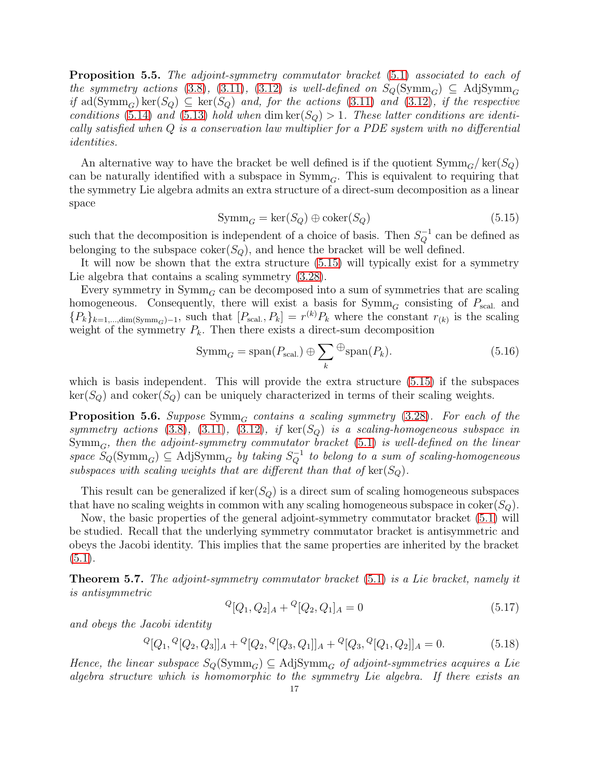**Proposition 5.5.** *The adjoint-symmetry commutator bracket* (5.1) *associated to each of the symmetry actions* (3.8)*,* (3.11)*,* (3.12) *is well-defined on* $S_Q(\mathrm{Symm}_G) \subseteq \mathrm{AdjSymm}_G$ *if* $\mathrm{ad}(\mathrm{Symm}_G)\ker(S_Q) \subseteq \ker(S_Q)$ *and, for the actions* (3.11) *and* (3.12)*, if the respective conditions* (5.14) *and* (5.13) *hold when* $\dim\ker(S_Q) > 1$*. These latter conditions are identically satisfied when* $Q$ *is a conservation law multiplier for a PDE system with no differential identities.*

An alternative way to have the bracket be well defined is if the quotient $\mathrm{Symm}_G/\ker(S_Q)$ can be naturally identified with a subspace in $\mathrm{Symm}_G$. This is equivalent to requiring that the symmetry Lie algebra admits an extra structure of a direct-sum decomposition as a linear space

$$\mathrm{Symm}_G = \ker(S_Q) \oplus \mathrm{coker}(S_Q) \tag{5.15}$$

such that the decomposition is independent of a choice of basis. Then $S_Q^{-1}$ can be defined as belonging to the subspace $\mathrm{coker}(S_Q)$, and hence the bracket will be well defined.

It will now be shown that the extra structure (5.15) will typically exist for a symmetry Lie algebra that contains a scaling symmetry (3.28).

Every symmetry in $\mathrm{Symm}_G$ can be decomposed into a sum of symmetries that are scaling homogeneous. Consequently, there will exist a basis for $\mathrm{Symm}_G$ consisting of $P_{\text{scal.}}$ and $\{P_k\}_{k=1,\ldots,\dim(\mathrm{Symm}_G)-1}$, such that $[P_{\text{scal.}}, P_k] = r^{(k)}P_k$ where the constant $r_{(k)}$ is the scaling weight of the symmetry $P_k$. Then there exists a direct-sum decomposition

$$\mathrm{Symm}_G = \mathrm{span}(P_{\text{scal.}}) \oplus \sum_k{}^{\oplus}\mathrm{span}(P_k). \tag{5.16}$$

which is basis independent. This will provide the extra structure (5.15) if the subspaces $\ker(S_Q)$ and $\mathrm{coker}(S_Q)$ can be uniquely characterized in terms of their scaling weights.

**Proposition 5.6.** *Suppose* $\mathrm{Symm}_G$ *contains a scaling symmetry* (3.28)*. For each of the symmetry actions* (3.8)*,* (3.11)*,* (3.12)*, if* $\ker(S_Q)$ *is a scaling-homogeneous subspace in* $\mathrm{Symm}_G$*, then the adjoint-symmetry commutator bracket* (5.1) *is well-defined on the linear space* $S_Q(\mathrm{Symm}_G) \subseteq \mathrm{AdjSymm}_G$ *by taking* $S_Q^{-1}$ *to belong to a sum of scaling-homogeneous subspaces with scaling weights that are different than that of* $\ker(S_Q)$*.*

This result can be generalized if $\ker(S_Q)$ is a direct sum of scaling homogeneous subspaces that have no scaling weights in common with any scaling homogeneous subspace in $\mathrm{coker}(S_Q)$.

Now, the basic properties of the general adjoint-symmetry commutator bracket (5.1) will be studied. Recall that the underlying symmetry commutator bracket is antisymmetric and obeys the Jacobi identity. This implies that the same properties are inherited by the bracket (5.1).

**Theorem 5.7.** *The adjoint-symmetry commutator bracket* (5.1) *is a Lie bracket, namely it is antisymmetric*

$${}^{Q}[Q_1, Q_2]_A + {}^{Q}[Q_2, Q_1]_A = 0 \tag{5.17}$$

*and obeys the Jacobi identity*

$${}^{Q}[Q_1, {}^{Q}[Q_2, Q_3]]_A + {}^{Q}[Q_2, {}^{Q}[Q_3, Q_1]]_A + {}^{Q}[Q_3, {}^{Q}[Q_1, Q_2]]_A = 0. \tag{5.18}$$

*Hence, the linear subspace* $S_Q(\mathrm{Symm}_G) \subseteq \mathrm{AdjSymm}_G$ *of adjoint-symmetries acquires a Lie algebra structure which is homomorphic to the symmetry Lie algebra. If there exists an*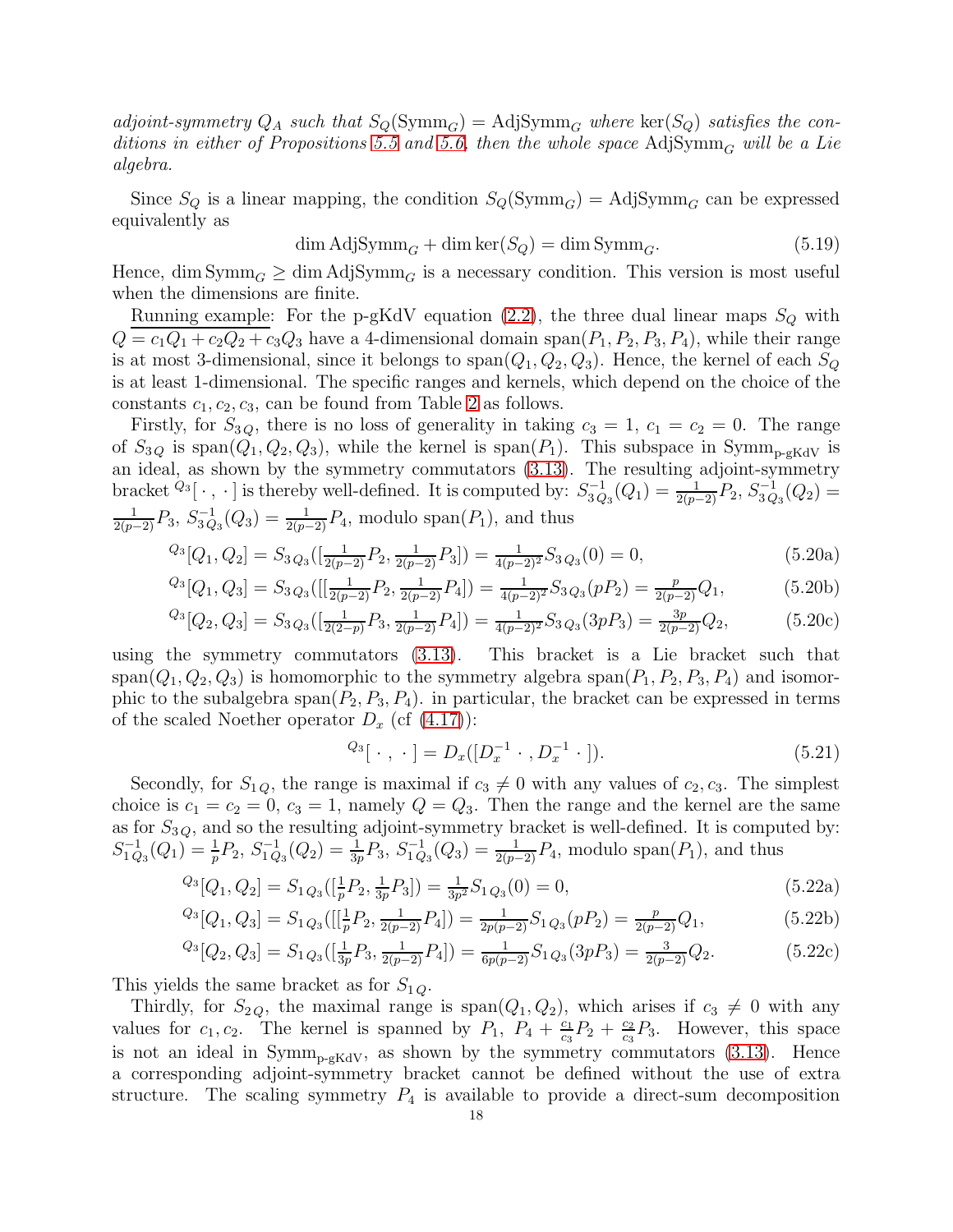*adjoint-symmetry $Q_A$ such that $S_Q(\mathrm{Symm}_G) = \mathrm{AdjSymm}_G$ where $\ker(S_Q)$ satisfies the conditions in either of Propositions 5.5 and 5.6, then the whole space $\mathrm{AdjSymm}_G$ will be a Lie algebra.*

Since $S_Q$ is a linear mapping, the condition $S_Q(\mathrm{Symm}_G) = \mathrm{AdjSymm}_G$ can be expressed equivalently as

$$\dim \mathrm{AdjSymm}_G + \dim \ker(S_Q) = \dim \mathrm{Symm}_G. \tag{5.19}$$

Hence, $\dim \mathrm{Symm}_G \geq \dim \mathrm{AdjSymm}_G$ is a necessary condition. This version is most useful when the dimensions are finite.

Running example: For the p-gKdV equation (2.2), the three dual linear maps $S_Q$ with $Q = c_1Q_1 + c_2Q_2 + c_3Q_3$ have a 4-dimensional domain $\mathrm{span}(P_1, P_2, P_3, P_4)$, while their range is at most 3-dimensional, since it belongs to $\mathrm{span}(Q_1, Q_2, Q_3)$. Hence, the kernel of each $S_Q$ is at least 1-dimensional. The specific ranges and kernels, which depend on the choice of the constants $c_1, c_2, c_3$, can be found from Table 2 as follows.

Firstly, for $S_{3\,Q}$, there is no loss of generality in taking $c_3 = 1$, $c_1 = c_2 = 0$. The range of $S_{3\,Q}$ is $\mathrm{span}(Q_1, Q_2, Q_3)$, while the kernel is $\mathrm{span}(P_1)$. This subspace in $\mathrm{Symm}_{\text{p-gKdV}}$ is an ideal, as shown by the symmetry commutators (3.13). The resulting adjoint-symmetry bracket ${}^{Q_3}[\,\cdot\,,\,\cdot\,]$ is thereby well-defined. It is computed by: $S_{3\,Q_3}^{-1}(Q_1) = \frac{1}{2(p-2)}P_2$, $S_{3\,Q_3}^{-1}(Q_2) = \frac{1}{2(p-2)}P_3$, $S_{3\,Q_3}^{-1}(Q_3) = \frac{1}{2(p-2)}P_4$, modulo $\mathrm{span}(P_1)$, and thus

$${}^{Q_3}[Q_1, Q_2] = S_{3\,Q_3}([\tfrac{1}{2(p-2)}P_2, \tfrac{1}{2(p-2)}P_3]) = \tfrac{1}{4(p-2)^2}S_{3\,Q_3}(0) = 0, \tag{5.20a}$$

$${}^{Q_3}[Q_1, Q_3] = S_{3\,Q_3}([[\tfrac{1}{2(p-2)}P_2, \tfrac{1}{2(p-2)}P_4]) = \tfrac{1}{4(p-2)^2}S_{3\,Q_3}(pP_2) = \tfrac{p}{2(p-2)}Q_1, \tag{5.20b}$$

$${}^{Q_3}[Q_2, Q_3] = S_{3\,Q_3}([\tfrac{1}{2(2-p)}P_3, \tfrac{1}{2(p-2)}P_4]) = \tfrac{1}{4(p-2)^2}S_{3\,Q_3}(3pP_3) = \tfrac{3p}{2(p-2)}Q_2, \tag{5.20c}$$

using the symmetry commutators (3.13). This bracket is a Lie bracket such that $\mathrm{span}(Q_1, Q_2, Q_3)$ is homomorphic to the symmetry algebra $\mathrm{span}(P_1, P_2, P_3, P_4)$ and isomorphic to the subalgebra $\mathrm{span}(P_2, P_3, P_4)$. in particular, the bracket can be expressed in terms of the scaled Noether operator $D_x$ (cf (4.17)):

$${}^{Q_3}[\,\cdot\,,\,\cdot\,] = D_x([D_x^{-1}\,\cdot\,, D_x^{-1}\,\cdot\,]). \tag{5.21}$$

Secondly, for $S_{1\,Q}$, the range is maximal if $c_3 \neq 0$ with any values of $c_2, c_3$. The simplest choice is $c_1 = c_2 = 0$, $c_3 = 1$, namely $Q = Q_3$. Then the range and the kernel are the same as for $S_{3\,Q}$, and so the resulting adjoint-symmetry bracket is well-defined. It is computed by: $S_{1\,Q_3}^{-1}(Q_1) = \frac{1}{p}P_2$, $S_{1\,Q_3}^{-1}(Q_2) = \frac{1}{3p}P_3$, $S_{1\,Q_3}^{-1}(Q_3) = \frac{1}{2(p-2)}P_4$, modulo $\mathrm{span}(P_1)$, and thus

$${}^{Q_3}[Q_1, Q_2] = S_{1\,Q_3}([\tfrac{1}{p}P_2, \tfrac{1}{3p}P_3]) = \tfrac{1}{3p^2}S_{1\,Q_3}(0) = 0, \tag{5.22a}$$

$${}^{Q_3}[Q_1, Q_3] = S_{1\,Q_3}([[\tfrac{1}{p}P_2, \tfrac{1}{2(p-2)}P_4]) = \tfrac{1}{2p(p-2)}S_{1\,Q_3}(pP_2) = \tfrac{p}{2(p-2)}Q_1, \tag{5.22b}$$

$${}^{Q_3}[Q_2, Q_3] = S_{1\,Q_3}([\tfrac{1}{3p}P_3, \tfrac{1}{2(p-2)}P_4]) = \tfrac{1}{6p(p-2)}S_{1\,Q_3}(3pP_3) = \tfrac{3}{2(p-2)}Q_2. \tag{5.22c}$$

This yields the same bracket as for $S_{1\,Q}$.

Thirdly, for $S_{2\,Q}$, the maximal range is $\mathrm{span}(Q_1, Q_2)$, which arises if $c_3 \neq 0$ with any values for $c_1, c_2$. The kernel is spanned by $P_1$, $P_4 + \frac{c_1}{c_3}P_2 + \frac{c_2}{c_3}P_3$. However, this space is not an ideal in $\mathrm{Symm}_{\text{p-gKdV}}$, as shown by the symmetry commutators (3.13). Hence a corresponding adjoint-symmetry bracket cannot be defined without the use of extra structure. The scaling symmetry $P_4$ is available to provide a direct-sum decomposition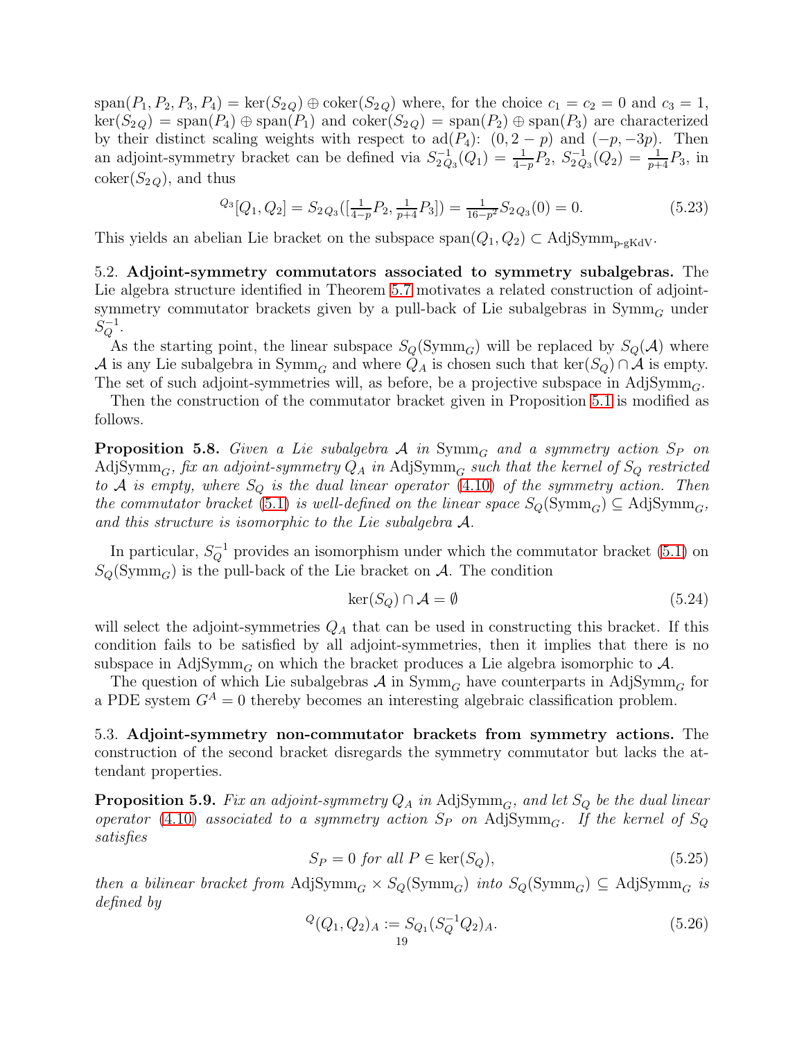$\text{span}(P_1, P_2, P_3, P_4) = \ker(S_{2Q}) \oplus \text{coker}(S_{2Q})$ where, for the choice $c_1 = c_2 = 0$ and $c_3 = 1$, $\ker(S_{2Q}) = \text{span}(P_4) \oplus \text{span}(P_1)$ and $\text{coker}(S_{2Q}) = \text{span}(P_2) \oplus \text{span}(P_3)$ are characterized by their distinct scaling weights with respect to $\text{ad}(P_4)$: $(0, 2-p)$ and $(-p, -3p)$. Then an adjoint-symmetry bracket can be defined via $S_{2Q_3}^{-1}(Q_1) = \frac{1}{4-p}P_2$, $S_{2Q_3}^{-1}(Q_2) = \frac{1}{p+4}P_3$, in $\text{coker}(S_{2Q})$, and thus

$$
{}^{Q_3}[Q_1, Q_2] = S_{2Q_3}([\tfrac{1}{4-p}P_2, \tfrac{1}{p+4}P_3]) = \tfrac{1}{16-p^2}S_{2Q_3}(0) = 0. \tag{5.23}
$$

This yields an abelian Lie bracket on the subspace $\text{span}(Q_1, Q_2) \subset \text{AdjSymm}_{\text{p-gKdV}}$.

### 5.2. Adjoint-symmetry commutators associated to symmetry subalgebras.

The Lie algebra structure identified in Theorem 5.7 motivates a related construction of adjoint-symmetry commutator brackets given by a pull-back of Lie subalgebras in $\text{Symm}_G$ under $S_Q^{-1}$.

As the starting point, the linear subspace $S_Q(\text{Symm}_G)$ will be replaced by $S_Q(\mathcal{A})$ where $\mathcal{A}$ is any Lie subalgebra in $\text{Symm}_G$ and where $Q_A$ is chosen such that $\ker(S_Q) \cap \mathcal{A}$ is empty. The set of such adjoint-symmetries will, as before, be a projective subspace in $\text{AdjSymm}_G$.

Then the construction of the commutator bracket given in Proposition 5.1 is modified as follows.

**Proposition 5.8.** *Given a Lie subalgebra $\mathcal{A}$ in $\text{Symm}_G$ and a symmetry action $S_P$ on $\text{AdjSymm}_G$, fix an adjoint-symmetry $Q_A$ in $\text{AdjSymm}_G$ such that the kernel of $S_Q$ restricted to $\mathcal{A}$ is empty, where $S_Q$ is the dual linear operator (4.10) of the symmetry action. Then the commutator bracket (5.1) is well-defined on the linear space $S_Q(\text{Symm}_G) \subseteq \text{AdjSymm}_G$, and this structure is isomorphic to the Lie subalgebra $\mathcal{A}$.*

In particular, $S_Q^{-1}$ provides an isomorphism under which the commutator bracket (5.1) on $S_Q(\text{Symm}_G)$ is the pull-back of the Lie bracket on $\mathcal{A}$. The condition

$$
\ker(S_Q) \cap \mathcal{A} = \emptyset \tag{5.24}
$$

will select the adjoint-symmetries $Q_A$ that can be used in constructing this bracket. If this condition fails to be satisfied by all adjoint-symmetries, then it implies that there is no subspace in $\text{AdjSymm}_G$ on which the bracket produces a Lie algebra isomorphic to $\mathcal{A}$.

The question of which Lie subalgebras $\mathcal{A}$ in $\text{Symm}_G$ have counterparts in $\text{AdjSymm}_G$ for a PDE system $G^A = 0$ thereby becomes an interesting algebraic classification problem.

### 5.3. Adjoint-symmetry non-commutator brackets from symmetry actions.

The construction of the second bracket disregards the symmetry commutator but lacks the attendant properties.

**Proposition 5.9.** *Fix an adjoint-symmetry $Q_A$ in $\text{AdjSymm}_G$, and let $S_Q$ be the dual linear operator (4.10) associated to a symmetry action $S_P$ on $\text{AdjSymm}_G$. If the kernel of $S_Q$ satisfies*

$$
S_P = 0 \text{ for all } P \in \ker(S_Q), \tag{5.25}
$$

*then a bilinear bracket from $\text{AdjSymm}_G \times S_Q(\text{Symm}_G)$ into $S_Q(\text{Symm}_G) \subseteq \text{AdjSymm}_G$ is defined by*

$$
{}^{Q}(Q_1, Q_2)_A := S_{Q_1}(S_Q^{-1}Q_2)_A. \tag{5.26}
$$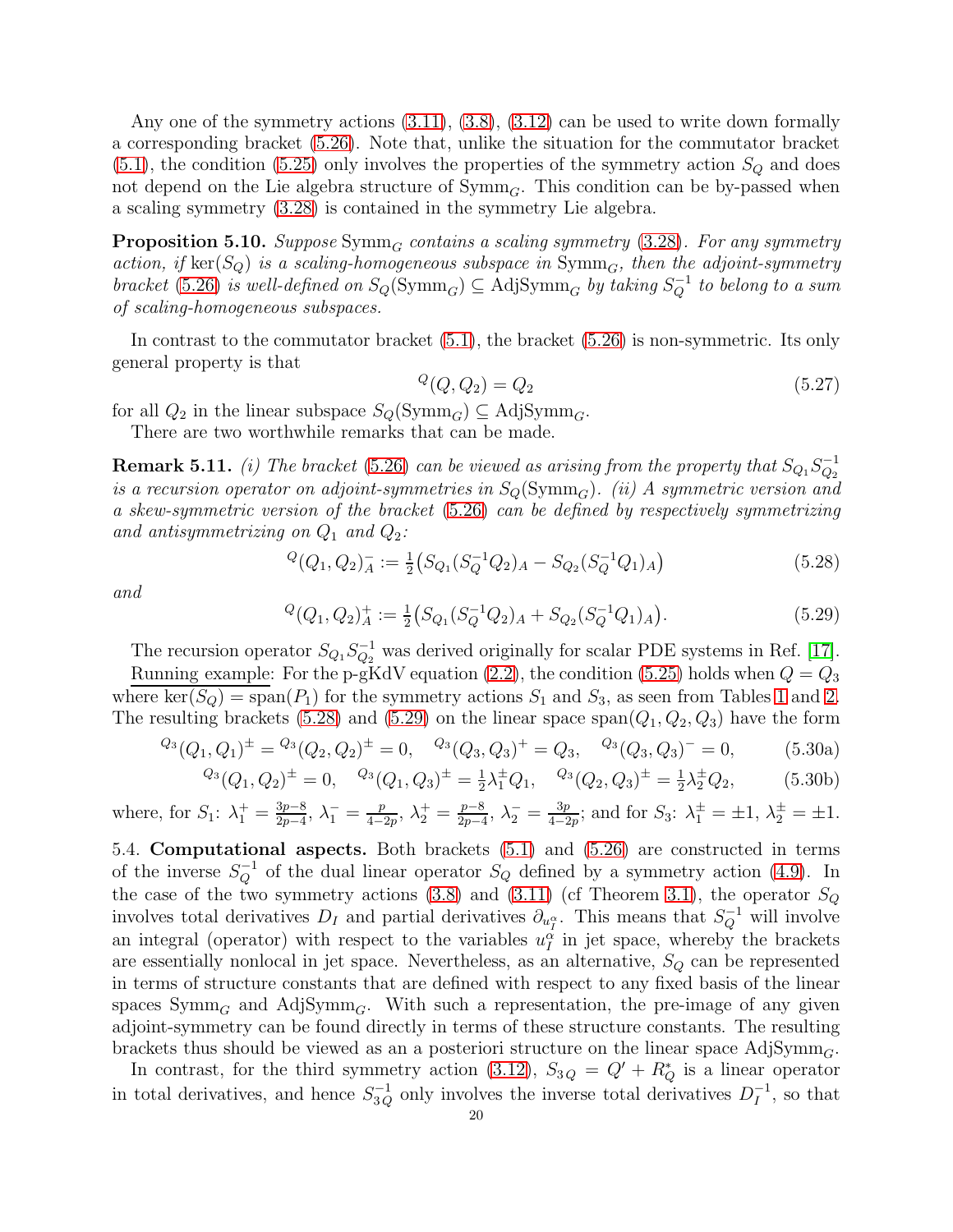Any one of the symmetry actions (3.11), (3.8), (3.12) can be used to write down formally a corresponding bracket (5.26). Note that, unlike the situation for the commutator bracket (5.1), the condition (5.25) only involves the properties of the symmetry action $S_Q$ and does not depend on the Lie algebra structure of $\mathrm{Symm}_G$. This condition can be by-passed when a scaling symmetry (3.28) is contained in the symmetry Lie algebra.

**Proposition 5.10.** *Suppose* $\mathrm{Symm}_G$ *contains a scaling symmetry* (3.28)*. For any symmetry action, if* $\ker(S_Q)$ *is a scaling-homogeneous subspace in* $\mathrm{Symm}_G$*, then the adjoint-symmetry bracket* (5.26) *is well-defined on* $S_Q(\mathrm{Symm}_G) \subseteq \mathrm{AdjSymm}_G$ *by taking* $S_Q^{-1}$ *to belong to a sum of scaling-homogeneous subspaces.*

In contrast to the commutator bracket (5.1), the bracket (5.26) is non-symmetric. Its only general property is that

$$^{Q}(Q, Q_2) = Q_2 \tag{5.27}$$

for all $Q_2$ in the linear subspace $S_Q(\mathrm{Symm}_G) \subseteq \mathrm{AdjSymm}_G$.

There are two worthwhile remarks that can be made.

**Remark 5.11.** *(i) The bracket* (5.26) *can be viewed as arising from the property that* $S_{Q_1}S_{Q_2}^{-1}$ *is a recursion operator on adjoint-symmetries in* $S_Q(\mathrm{Symm}_G)$*. (ii) A symmetric version and a skew-symmetric version of the bracket* (5.26) *can be defined by respectively symmetrizing and antisymmetrizing on* $Q_1$ *and* $Q_2$*:*

$$^{Q}(Q_1, Q_2)^-_A := \tfrac{1}{2}\big(S_{Q_1}(S_Q^{-1}Q_2)_A - S_{Q_2}(S_Q^{-1}Q_1)_A\big) \tag{5.28}$$

*and*

$$^{Q}(Q_1, Q_2)^+_A := \tfrac{1}{2}\big(S_{Q_1}(S_Q^{-1}Q_2)_A + S_{Q_2}(S_Q^{-1}Q_1)_A\big). \tag{5.29}$$

The recursion operator $S_{Q_1}S_{Q_2}^{-1}$ was derived originally for scalar PDE systems in Ref. [17].

Running example: For the p-gKdV equation (2.2), the condition (5.25) holds when $Q = Q_3$ where $\ker(S_Q) = \mathrm{span}(P_1)$ for the symmetry actions $S_1$ and $S_3$, as seen from Tables 1 and 2. The resulting brackets (5.28) and (5.29) on the linear space $\mathrm{span}(Q_1, Q_2, Q_3)$ have the form

$$^{Q_3}(Q_1, Q_1)^{\pm} = {}^{Q_3}(Q_2, Q_2)^{\pm} = 0, \quad {}^{Q_3}(Q_3, Q_3)^{+} = Q_3, \quad {}^{Q_3}(Q_3, Q_3)^{-} = 0, \tag{5.30a}$$

$$^{Q_3}(Q_1, Q_2)^{\pm} = 0, \quad {}^{Q_3}(Q_1, Q_3)^{\pm} = \tfrac{1}{2}\lambda_1^{\pm} Q_1, \quad {}^{Q_3}(Q_2, Q_3)^{\pm} = \tfrac{1}{2}\lambda_2^{\pm} Q_2, \tag{5.30b}$$

where, for $S_1$: $\lambda_1^+ = \frac{3p-8}{2p-4}$, $\lambda_1^- = \frac{p}{4-2p}$, $\lambda_2^+ = \frac{p-8}{2p-4}$, $\lambda_2^- = \frac{3p}{4-2p}$; and for $S_3$: $\lambda_1^{\pm} = \pm 1$, $\lambda_2^{\pm} = \pm 1$.

5.4. **Computational aspects.** Both brackets (5.1) and (5.26) are constructed in terms of the inverse $S_Q^{-1}$ of the dual linear operator $S_Q$ defined by a symmetry action (4.9). In the case of the two symmetry actions (3.8) and (3.11) (cf Theorem 3.1), the operator $S_Q$ involves total derivatives $D_I$ and partial derivatives $\partial_{u^\alpha_I}$. This means that $S_Q^{-1}$ will involve an integral (operator) with respect to the variables $u^\alpha_I$ in jet space, whereby the brackets are essentially nonlocal in jet space. Nevertheless, as an alternative, $S_Q$ can be represented in terms of structure constants that are defined with respect to any fixed basis of the linear spaces $\mathrm{Symm}_G$ and $\mathrm{AdjSymm}_G$. With such a representation, the pre-image of any given adjoint-symmetry can be found directly in terms of these structure constants. The resulting brackets thus should be viewed as an a posteriori structure on the linear space $\mathrm{AdjSymm}_G$.

In contrast, for the third symmetry action (3.12), $S_{3Q} = Q' + R^*_Q$ is a linear operator in total derivatives, and hence $S_{3Q}^{-1}$ only involves the inverse total derivatives $D_I^{-1}$, so that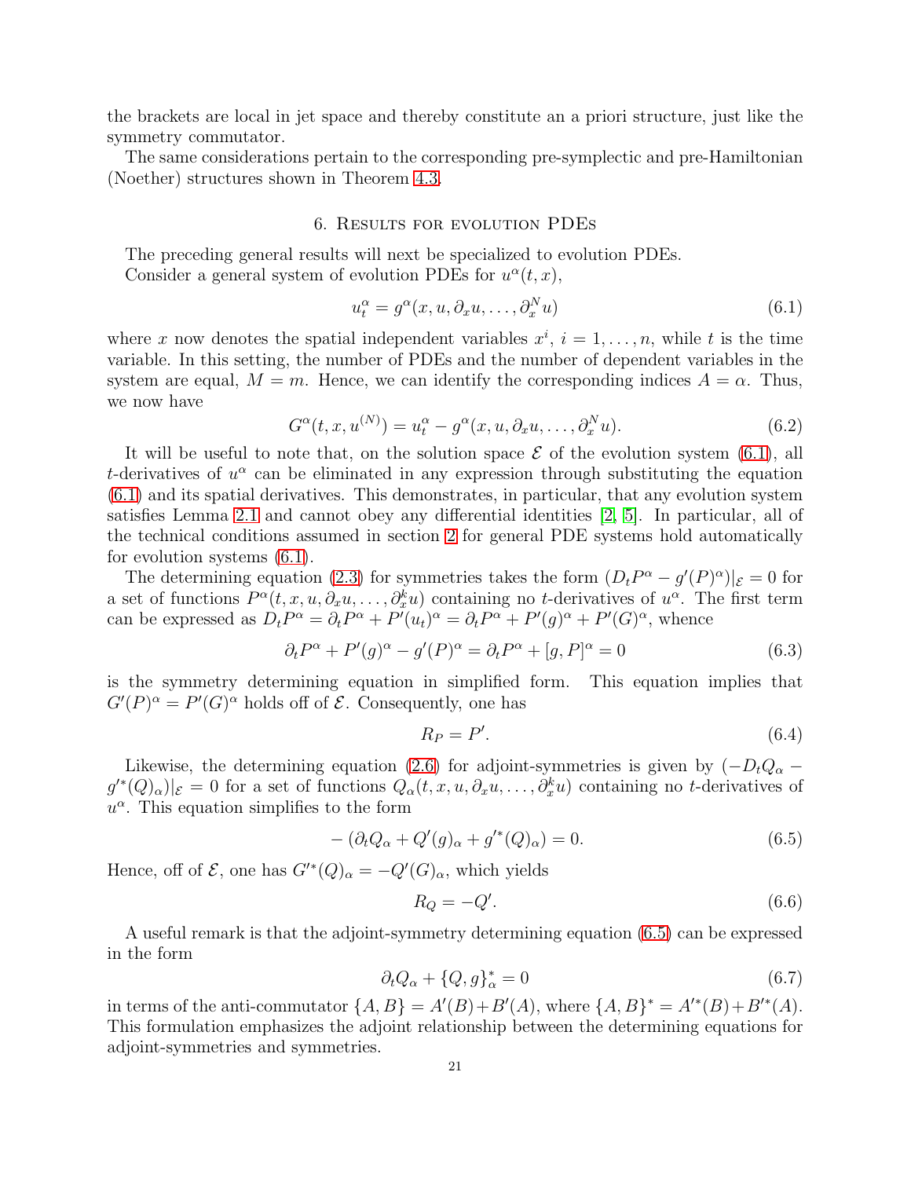the brackets are local in jet space and thereby constitute an a priori structure, just like the symmetry commutator.

The same considerations pertain to the corresponding pre-symplectic and pre-Hamiltonian (Noether) structures shown in Theorem 4.3.

## 6. Results for evolution PDEs

The preceding general results will next be specialized to evolution PDEs.

Consider a general system of evolution PDEs for $u^\alpha(t,x)$,

$$u^\alpha_t = g^\alpha(x, u, \partial_x u, \dots, \partial_x^N u) \tag{6.1}$$

where $x$ now denotes the spatial independent variables $x^i$, $i = 1, \dots, n$, while $t$ is the time variable. In this setting, the number of PDEs and the number of dependent variables in the system are equal, $M = m$. Hence, we can identify the corresponding indices $A = \alpha$. Thus, we now have

$$G^\alpha(t, x, u^{(N)}) = u^\alpha_t - g^\alpha(x, u, \partial_x u, \dots, \partial_x^N u). \tag{6.2}$$

It will be useful to note that, on the solution space $\mathcal{E}$ of the evolution system (6.1), all $t$-derivatives of $u^\alpha$ can be eliminated in any expression through substituting the equation (6.1) and its spatial derivatives. This demonstrates, in particular, that any evolution system satisfies Lemma 2.1 and cannot obey any differential identities [2, 5]. In particular, all of the technical conditions assumed in section 2 for general PDE systems hold automatically for evolution systems (6.1).

The determining equation (2.3) for symmetries takes the form $(D_t P^\alpha - g'(P)^\alpha)|_{\mathcal{E}} = 0$ for a set of functions $P^\alpha(t, x, u, \partial_x u, \dots, \partial_x^k u)$ containing no $t$-derivatives of $u^\alpha$. The first term can be expressed as $D_t P^\alpha = \partial_t P^\alpha + P'(u_t)^\alpha = \partial_t P^\alpha + P'(g)^\alpha + P'(G)^\alpha$, whence

$$\partial_t P^\alpha + P'(g)^\alpha - g'(P)^\alpha = \partial_t P^\alpha + [g, P]^\alpha = 0 \tag{6.3}$$

is the symmetry determining equation in simplified form. This equation implies that $G'(P)^\alpha = P'(G)^\alpha$ holds off of $\mathcal{E}$. Consequently, one has

$$R_P = P'. \tag{6.4}$$

Likewise, the determining equation (2.6) for adjoint-symmetries is given by $(-D_t Q_\alpha - g'^*(Q)_\alpha)|_{\mathcal{E}} = 0$ for a set of functions $Q_\alpha(t, x, u, \partial_x u, \dots, \partial_x^k u)$ containing no $t$-derivatives of $u^\alpha$. This equation simplifies to the form

$$-\left(\partial_t Q_\alpha + Q'(g)_\alpha + g'^*(Q)_\alpha\right) = 0. \tag{6.5}$$

Hence, off of $\mathcal{E}$, one has $G'^*(Q)_\alpha = -Q'(G)_\alpha$, which yields

$$R_Q = -Q'. \tag{6.6}$$

A useful remark is that the adjoint-symmetry determining equation (6.5) can be expressed in the form

$$\partial_t Q_\alpha + \{Q, g\}^*_\alpha = 0 \tag{6.7}$$

in terms of the anti-commutator $\{A, B\} = A'(B) + B'(A)$, where $\{A, B\}^* = A'^*(B) + B'^*(A)$. This formulation emphasizes the adjoint relationship between the determining equations for adjoint-symmetries and symmetries.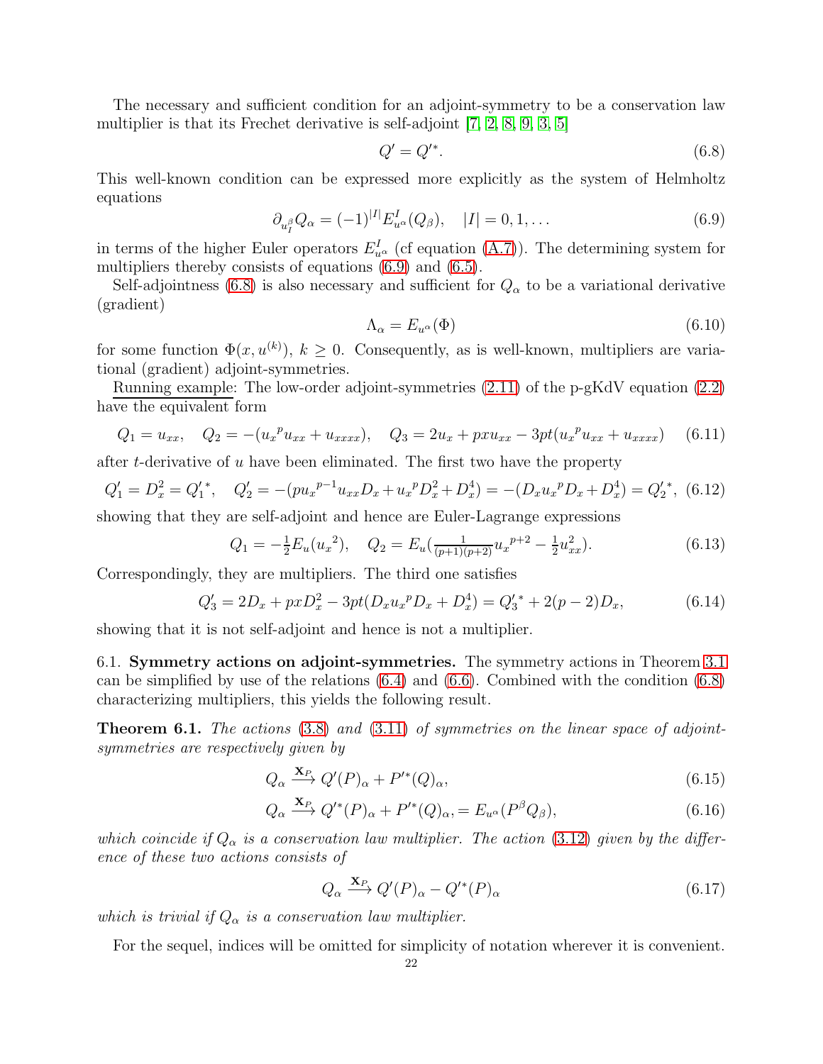The necessary and sufficient condition for an adjoint-symmetry to be a conservation law multiplier is that its Frechet derivative is self-adjoint [7, 2, 8, 9, 3, 5]

$$Q' = Q'^*. \tag{6.8}$$

This well-known condition can be expressed more explicitly as the system of Helmholtz equations

$$\partial_{u^\beta_I} Q_\alpha = (-1)^{|I|} E^I_{u^\alpha}(Q_\beta), \quad |I| = 0, 1, \ldots \tag{6.9}$$

in terms of the higher Euler operators $E^I_{u^\alpha}$ (cf equation (A.7)). The determining system for multipliers thereby consists of equations (6.9) and (6.5).

Self-adjointness (6.8) is also necessary and sufficient for $Q_\alpha$ to be a variational derivative (gradient)

$$\Lambda_\alpha = E_{u^\alpha}(\Phi) \tag{6.10}$$

for some function $\Phi(x, u^{(k)})$, $k \geq 0$. Consequently, as is well-known, multipliers are variational (gradient) adjoint-symmetries.

Running example: The low-order adjoint-symmetries (2.11) of the p-gKdV equation (2.2) have the equivalent form

$$Q_1 = u_{xx}, \quad Q_2 = -({u_x}^p u_{xx} + u_{xxxx}), \quad Q_3 = 2u_x + pxu_{xx} - 3pt({u_x}^p u_{xx} + u_{xxxx}) \tag{6.11}$$

after $t$-derivative of $u$ have been eliminated. The first two have the property

$$Q_1' = D_x^2 = {Q_1'}^*, \quad Q_2' = -(p{u_x}^{p-1} u_{xx} D_x + {u_x}^p D_x^2 + D_x^4) = -(D_x {u_x}^p D_x + D_x^4) = {Q_2'}^*, \tag{6.12}$$

showing that they are self-adjoint and hence are Euler-Lagrange expressions

$$Q_1 = -\tfrac{1}{2} E_u({u_x}^2), \quad Q_2 = E_u(\tfrac{1}{(p+1)(p+2)} {u_x}^{p+2} - \tfrac{1}{2} u_{xx}^2). \tag{6.13}$$

Correspondingly, they are multipliers. The third one satisfies

$$Q_3' = 2D_x + pxD_x^2 - 3pt(D_x {u_x}^p D_x + D_x^4) = {Q_3'}^* + 2(p-2)D_x, \tag{6.14}$$

showing that it is not self-adjoint and hence is not a multiplier.

6.1. **Symmetry actions on adjoint-symmetries.** The symmetry actions in Theorem 3.1 can be simplified by use of the relations (6.4) and (6.6). Combined with the condition (6.8) characterizing multipliers, this yields the following result.

**Theorem 6.1.** *The actions* (3.8) *and* (3.11) *of symmetries on the linear space of adjoint-symmetries are respectively given by*

$$Q_\alpha \xrightarrow{\mathbf{X}_P} Q'(P)_\alpha + P'^*(Q)_\alpha, \tag{6.15}$$

$$Q_\alpha \xrightarrow{\mathbf{X}_P} Q'^*(P)_\alpha + P'^*(Q)_\alpha, = E_{u^\alpha}(P^\beta Q_\beta), \tag{6.16}$$

*which coincide if $Q_\alpha$ is a conservation law multiplier. The action* (3.12) *given by the difference of these two actions consists of*

$$Q_\alpha \xrightarrow{\mathbf{X}_P} Q'(P)_\alpha - Q'^*(P)_\alpha \tag{6.17}$$

*which is trivial if $Q_\alpha$ is a conservation law multiplier.*

For the sequel, indices will be omitted for simplicity of notation wherever it is convenient.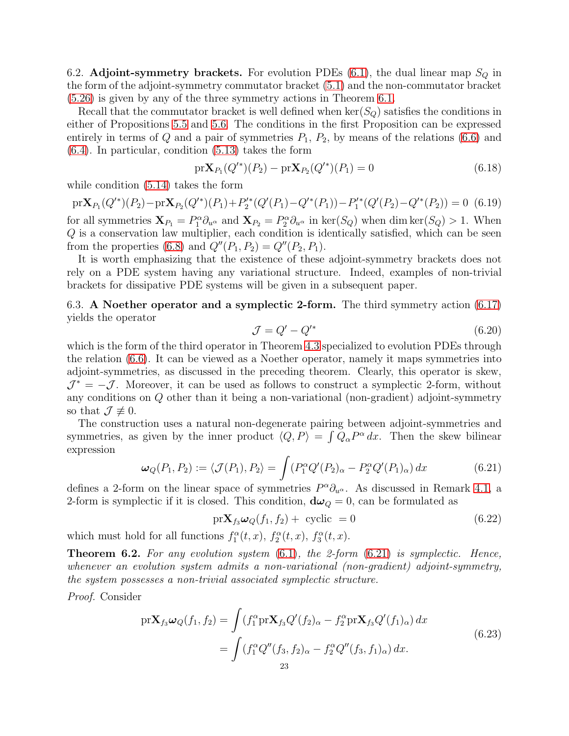6.2. **Adjoint-symmetry brackets.** For evolution PDEs (6.1), the dual linear map $S_Q$ in the form of the adjoint-symmetry commutator bracket (5.1) and the non-commutator bracket (5.26) is given by any of the three symmetry actions in Theorem 6.1.

Recall that the commutator bracket is well defined when $\ker(S_Q)$ satisfies the conditions in either of Propositions 5.5 and 5.6. The conditions in the first Proposition can be expressed entirely in terms of $Q$ and a pair of symmetries $P_1$, $P_2$, by means of the relations (6.6) and (6.4). In particular, condition (5.13) takes the form

$$\mathrm{pr}\mathbf{X}_{P_1}(Q'^*)(P_2) - \mathrm{pr}\mathbf{X}_{P_2}(Q'^*)(P_1) = 0 \tag{6.18}$$

while condition (5.14) takes the form

$$\mathrm{pr}\mathbf{X}_{P_1}(Q'^*)(P_2) - \mathrm{pr}\mathbf{X}_{P_2}(Q'^*)(P_1) + P_2'^*(Q'(P_1) - Q'^*(P_1)) - P_1'^*(Q'(P_2) - Q'^*(P_2)) = 0 \tag{6.19}$$

for all symmetries $\mathbf{X}_{P_1} = P_1^\alpha \partial_{u^\alpha}$ and $\mathbf{X}_{P_2} = P_2^\alpha \partial_{u^\alpha}$ in $\ker(S_Q)$ when $\dim \ker(S_Q) > 1$. When $Q$ is a conservation law multiplier, each condition is identically satisfied, which can be seen from the properties (6.8) and $Q''(P_1, P_2) = Q''(P_2, P_1)$.

It is worth emphasizing that the existence of these adjoint-symmetry brackets does not rely on a PDE system having any variational structure. Indeed, examples of non-trivial brackets for dissipative PDE systems will be given in a subsequent paper.

6.3. **A Noether operator and a symplectic 2-form.** The third symmetry action (6.17) yields the operator

$$\mathcal{J} = Q' - Q'^* \tag{6.20}$$

which is the form of the third operator in Theorem 4.3 specialized to evolution PDEs through the relation (6.6). It can be viewed as a Noether operator, namely it maps symmetries into adjoint-symmetries, as discussed in the preceding theorem. Clearly, this operator is skew, $\mathcal{J}^* = -\mathcal{J}$. Moreover, it can be used as follows to construct a symplectic 2-form, without any conditions on $Q$ other than it being a non-variational (non-gradient) adjoint-symmetry so that $\mathcal{J} \not\equiv 0$.

The construction uses a natural non-degenerate pairing between adjoint-symmetries and symmetries, as given by the inner product $\langle Q, P \rangle = \int Q_\alpha P^\alpha \, dx$. Then the skew bilinear expression

$$\boldsymbol{\omega}_Q(P_1, P_2) := \langle \mathcal{J}(P_1), P_2 \rangle = \int (P_1^\alpha Q'(P_2)_\alpha - P_2^\alpha Q'(P_1)_\alpha) \, dx \tag{6.21}$$

defines a 2-form on the linear space of symmetries $P^\alpha \partial_{u^\alpha}$. As discussed in Remark 4.1, a 2-form is symplectic if it is closed. This condition, $\mathbf{d}\boldsymbol{\omega}_Q = 0$, can be formulated as

$$\mathrm{pr}\mathbf{X}_{f_3} \boldsymbol{\omega}_Q(f_1, f_2) + \text{ cyclic } = 0 \tag{6.22}$$

which must hold for all functions $f_1^\alpha(t,x)$, $f_2^\alpha(t,x)$, $f_3^\alpha(t,x)$.

**Theorem 6.2.** *For any evolution system* (6.1)*, the 2-form* (6.21) *is symplectic. Hence, whenever an evolution system admits a non-variational (non-gradient) adjoint-symmetry, the system possesses a non-trivial associated symplectic structure.*

*Proof.* Consider

$$\begin{aligned} \mathrm{pr}\mathbf{X}_{f_3} \boldsymbol{\omega}_Q(f_1, f_2) &= \int (f_1^\alpha \mathrm{pr}\mathbf{X}_{f_3} Q'(f_2)_\alpha - f_2^\alpha \mathrm{pr}\mathbf{X}_{f_3} Q'(f_1)_\alpha) \, dx \\ &= \int (f_1^\alpha Q''(f_3, f_2)_\alpha - f_2^\alpha Q''(f_3, f_1)_\alpha) \, dx. \end{aligned} \tag{6.23}$$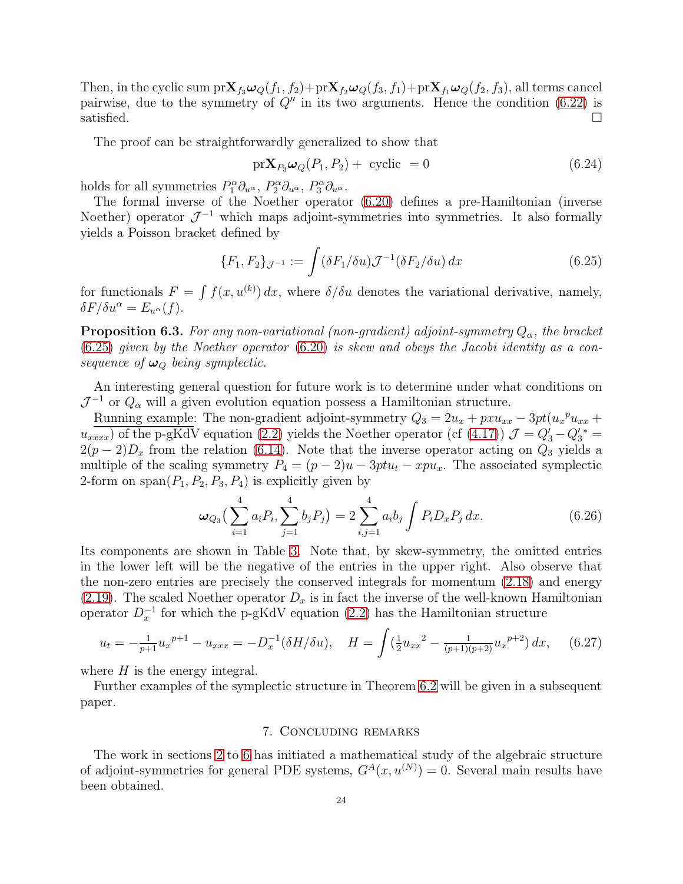Then, in the cyclic sum $\text{pr}\mathbf{X}_{f_3}\boldsymbol{\omega}_Q(f_1, f_2)+\text{pr}\mathbf{X}_{f_2}\boldsymbol{\omega}_Q(f_3, f_1)+\text{pr}\mathbf{X}_{f_1}\boldsymbol{\omega}_Q(f_2, f_3)$, all terms cancel pairwise, due to the symmetry of $Q''$ in its two arguments. Hence the condition (6.22) is satisfied. □

The proof can be straightforwardly generalized to show that

$$\text{pr}\mathbf{X}_{P_3}\boldsymbol{\omega}_Q(P_1, P_2) + \text{ cyclic } = 0 \tag{6.24}$$

holds for all symmetries $P_1^\alpha\partial_{u^\alpha}$, $P_2^\alpha\partial_{u^\alpha}$, $P_3^\alpha\partial_{u^\alpha}$.

The formal inverse of the Noether operator (6.20) defines a pre-Hamiltonian (inverse Noether) operator $\mathcal{J}^{-1}$ which maps adjoint-symmetries into symmetries. It also formally yields a Poisson bracket defined by

$$\{F_1, F_2\}_{\mathcal{J}^{-1}} := \int (\delta F_1/\delta u)\mathcal{J}^{-1}(\delta F_2/\delta u)\, dx \tag{6.25}$$

for functionals $F = \int f(x, u^{(k)})\, dx$, where $\delta/\delta u$ denotes the variational derivative, namely, $\delta F/\delta u^\alpha = E_{u^\alpha}(f)$.

**Proposition 6.3.** *For any non-variational (non-gradient) adjoint-symmetry $Q_\alpha$, the bracket (6.25) given by the Noether operator (6.20) is skew and obeys the Jacobi identity as a consequence of $\boldsymbol{\omega}_Q$ being symplectic.*

An interesting general question for future work is to determine under what conditions on $\mathcal{J}^{-1}$ or $Q_\alpha$ will a given evolution equation possess a Hamiltonian structure.

Running example: The non-gradient adjoint-symmetry $Q_3 = 2u_x + pxu_{xx} - 3pt({u_x}^p u_{xx} + u_{xxxx})$ of the p-gKdV equation (2.2) yields the Noether operator (cf (4.17)) $\mathcal{J} = Q_3' - Q_3'^* = 2(p-2)D_x$ from the relation (6.14). Note that the inverse operator acting on $Q_3$ yields a multiple of the scaling symmetry $P_4 = (p-2)u - 3ptu_t - xpu_x$. The associated symplectic 2-form on $\text{span}(P_1, P_2, P_3, P_4)$ is explicitly given by

$$\boldsymbol{\omega}_{Q_3}\big(\sum_{i=1}^{4} a_i P_i, \sum_{j=1}^{4} b_j P_j\big) = 2\sum_{i,j=1}^{4} a_i b_j \int P_i D_x P_j\, dx. \tag{6.26}$$

Its components are shown in Table 3. Note that, by skew-symmetry, the omitted entries in the lower left will be the negative of the entries in the upper right. Also observe that the non-zero entries are precisely the conserved integrals for momentum (2.18) and energy (2.19). The scaled Noether operator $D_x$ is in fact the inverse of the well-known Hamiltonian operator $D_x^{-1}$ for which the p-gKdV equation (2.2) has the Hamiltonian structure

$$u_t = -\tfrac{1}{p+1}{u_x}^{p+1} - u_{xxx} = -D_x^{-1}(\delta H/\delta u), \quad H = \int (\tfrac{1}{2}{u_{xx}}^2 - \tfrac{1}{(p+1)(p+2)}{u_x}^{p+2})\, dx, \tag{6.27}$$

where $H$ is the energy integral.

Further examples of the symplectic structure in Theorem 6.2 will be given in a subsequent paper.

## 7. Concluding remarks

The work in sections 2 to 6 has initiated a mathematical study of the algebraic structure of adjoint-symmetries for general PDE systems, $G^A(x, u^{(N)}) = 0$. Several main results have been obtained.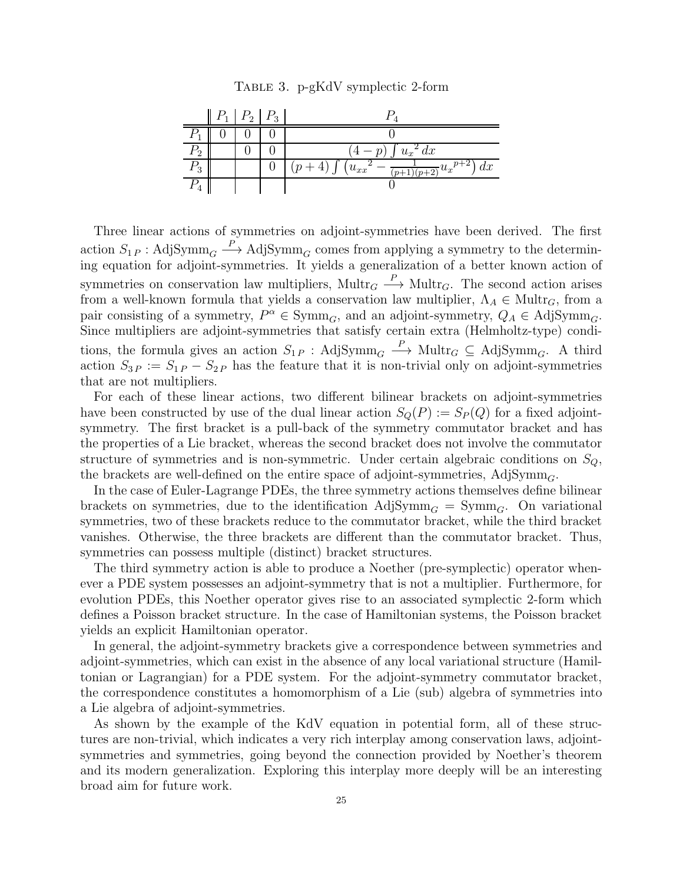Table 3. p-gKdV symplectic 2-form

| | $P_1$ | $P_2$ | $P_3$ | $P_4$ |
|---|---|---|---|---|
| $P_1$ | 0 | 0 | 0 | 0 |
| $P_2$ | | 0 | 0 | $(4-p)\int {u_x}^2\,dx$ |
| $P_3$ | | | 0 | $(p+4)\int \left({u_{xx}}^2 - \frac{1}{(p+1)(p+2)}{u_x}^{p+2}\right) dx$ |
| $P_4$ | | | | 0 |

Three linear actions of symmetries on adjoint-symmetries have been derived. The first action $S_{1\,P} : \mathrm{AdjSymm}_G \xrightarrow{P} \mathrm{AdjSymm}_G$ comes from applying a symmetry to the determining equation for adjoint-symmetries. It yields a generalization of a better known action of symmetries on conservation law multipliers, $\mathrm{Multr}_G \xrightarrow{P} \mathrm{Multr}_G$. The second action arises from a well-known formula that yields a conservation law multiplier, $\Lambda_A \in \mathrm{Multr}_G$, from a pair consisting of a symmetry, $P^\alpha \in \mathrm{Symm}_G$, and an adjoint-symmetry, $Q_A \in \mathrm{AdjSymm}_G$. Since multipliers are adjoint-symmetries that satisfy certain extra (Helmholtz-type) conditions, the formula gives an action $S_{1\,P} : \mathrm{AdjSymm}_G \xrightarrow{P} \mathrm{Multr}_G \subseteq \mathrm{AdjSymm}_G$. A third action $S_{3\,P} := S_{1\,P} - S_{2\,P}$ has the feature that it is non-trivial only on adjoint-symmetries that are not multipliers.

For each of these linear actions, two different bilinear brackets on adjoint-symmetries have been constructed by use of the dual linear action $S_Q(P) := S_P(Q)$ for a fixed adjoint-symmetry. The first bracket is a pull-back of the symmetry commutator bracket and has the properties of a Lie bracket, whereas the second bracket does not involve the commutator structure of symmetries and is non-symmetric. Under certain algebraic conditions on $S_Q$, the brackets are well-defined on the entire space of adjoint-symmetries, $\mathrm{AdjSymm}_G$.

In the case of Euler-Lagrange PDEs, the three symmetry actions themselves define bilinear brackets on symmetries, due to the identification $\mathrm{AdjSymm}_G = \mathrm{Symm}_G$. On variational symmetries, two of these brackets reduce to the commutator bracket, while the third bracket vanishes. Otherwise, the three brackets are different than the commutator bracket. Thus, symmetries can possess multiple (distinct) bracket structures.

The third symmetry action is able to produce a Noether (pre-symplectic) operator whenever a PDE system possesses an adjoint-symmetry that is not a multiplier. Furthermore, for evolution PDEs, this Noether operator gives rise to an associated symplectic 2-form which defines a Poisson bracket structure. In the case of Hamiltonian systems, the Poisson bracket yields an explicit Hamiltonian operator.

In general, the adjoint-symmetry brackets give a correspondence between symmetries and adjoint-symmetries, which can exist in the absence of any local variational structure (Hamiltonian or Lagrangian) for a PDE system. For the adjoint-symmetry commutator bracket, the correspondence constitutes a homomorphism of a Lie (sub) algebra of symmetries into a Lie algebra of adjoint-symmetries.

As shown by the example of the KdV equation in potential form, all of these structures are non-trivial, which indicates a very rich interplay among conservation laws, adjoint-symmetries and symmetries, going beyond the connection provided by Noether's theorem and its modern generalization. Exploring this interplay more deeply will be an interesting broad aim for future work.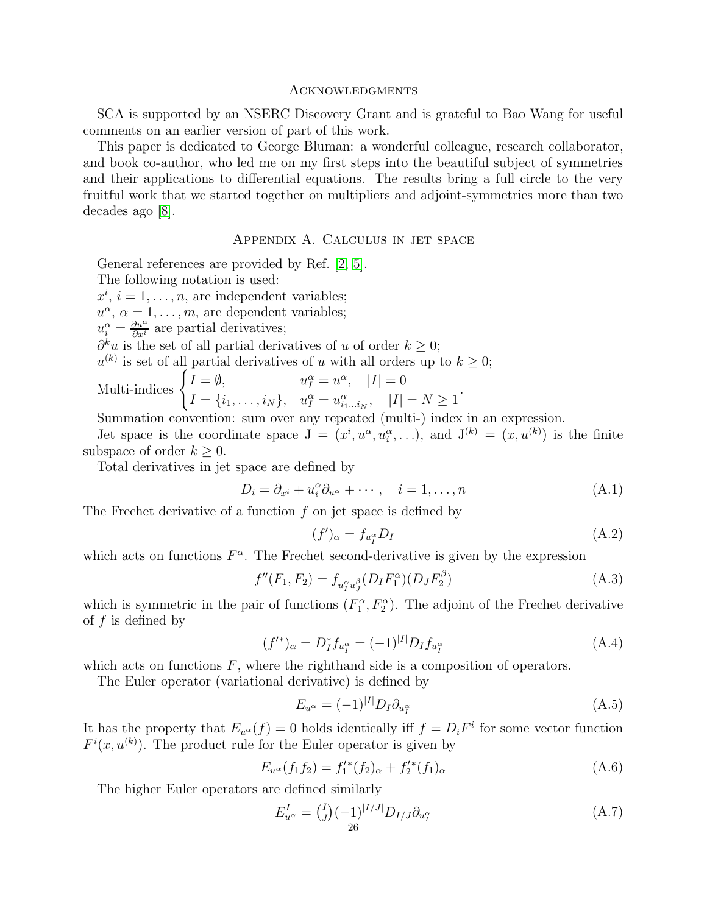## Acknowledgments

SCA is supported by an NSERC Discovery Grant and is grateful to Bao Wang for useful comments on an earlier version of part of this work.

This paper is dedicated to George Bluman: a wonderful colleague, research collaborator, and book co-author, who led me on my first steps into the beautiful subject of symmetries and their applications to differential equations. The results bring a full circle to the very fruitful work that we started together on multipliers and adjoint-symmetries more than two decades ago [8].

## Appendix A. Calculus in jet space

General references are provided by Ref. [2, 5].

The following notation is used:

$x^i$, $i = 1, \ldots, n$, are independent variables;

$u^\alpha$, $\alpha = 1, \ldots, m$, are dependent variables;

$u^\alpha_i = \frac{\partial u^\alpha}{\partial x^i}$ are partial derivatives;

$\partial^k u$ is the set of all partial derivatives of $u$ of order $k \geq 0$;

$u^{(k)}$ is set of all partial derivatives of $u$ with all orders up to $k \geq 0$;

Multi-indices $\begin{cases} I = \emptyset, & u^\alpha_I = u^\alpha, \quad |I| = 0 \\ I = \{i_1, \ldots, i_N\}, & u^\alpha_I = u^\alpha_{i_1 \ldots i_N}, \quad |I| = N \geq 1 \end{cases}$.

Summation convention: sum over any repeated (multi-) index in an expression.

Jet space is the coordinate space $\mathrm{J} = (x^i, u^\alpha, u^\alpha_i, \ldots)$, and $\mathrm{J}^{(k)} = (x, u^{(k)})$ is the finite subspace of order $k \geq 0$.

Total derivatives in jet space are defined by

$$D_i = \partial_{x^i} + u^\alpha_i \partial_{u^\alpha} + \cdots, \quad i = 1, \ldots, n \tag{A.1}$$

The Frechet derivative of a function $f$ on jet space is defined by

$$(f')_\alpha = f_{u^\alpha_I} D_I \tag{A.2}$$

which acts on functions $F^\alpha$. The Frechet second-derivative is given by the expression

$$f''(F_1, F_2) = f_{u^\alpha_I u^\beta_J} (D_I F_1^\alpha)(D_J F_2^\beta) \tag{A.3}$$

which is symmetric in the pair of functions $(F_1^\alpha, F_2^\alpha)$. The adjoint of the Frechet derivative of $f$ is defined by

$$(f'^*)_\alpha = D_I^* f_{u^\alpha_I} = (-1)^{|I|} D_I f_{u^\alpha_I} \tag{A.4}$$

which acts on functions $F$, where the righthand side is a composition of operators.

The Euler operator (variational derivative) is defined by

$$E_{u^\alpha} = (-1)^{|I|} D_I \partial_{u^\alpha_I} \tag{A.5}$$

It has the property that $E_{u^\alpha}(f) = 0$ holds identically iff $f = D_i F^i$ for some vector function $F^i(x, u^{(k)})$. The product rule for the Euler operator is given by

$$E_{u^\alpha}(f_1 f_2) = f_1'^*(f_2)_\alpha + f_2'^*(f_1)_\alpha \tag{A.6}$$

The higher Euler operators are defined similarly

$$E^I_{u^\alpha} = \tbinom{I}{J} (-1)^{|I/J|} D_{I/J} \partial_{u^\alpha_I} \tag{A.7}$$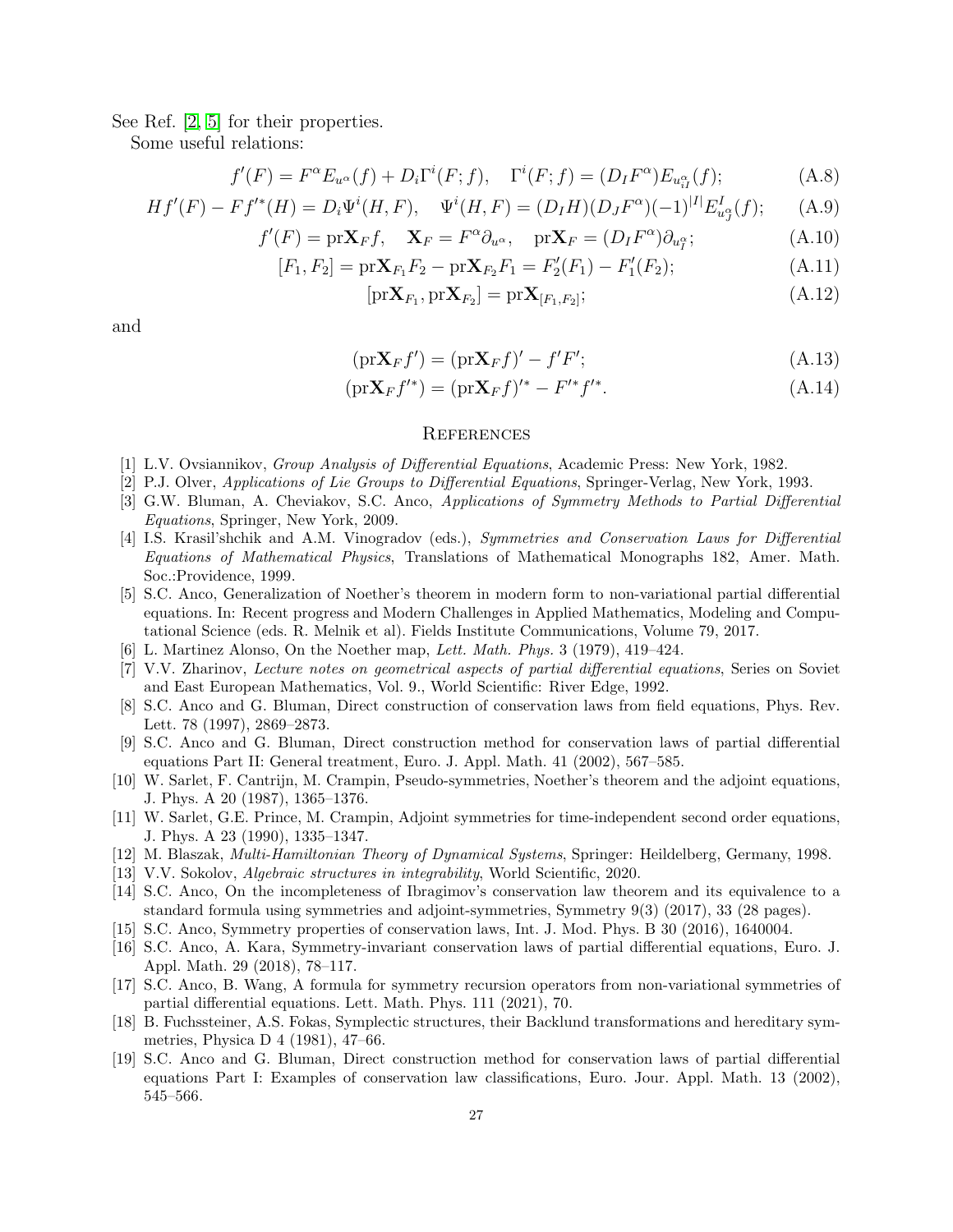See Ref. [2, 5] for their properties.

Some useful relations:

$$f'(F) = F^\alpha E_{u^\alpha}(f) + D_i \Gamma^i(F; f), \quad \Gamma^i(F; f) = (D_I F^\alpha) E_{u^\alpha_{iI}}(f); \tag{A.8}$$

$$H f'(F) - F f'^*(H) = D_i \Psi^i(H, F), \quad \Psi^i(H, F) = (D_I H)(D_J F^\alpha)(-1)^{|I|} E^I_{u^\alpha_J}(f); \tag{A.9}$$

$$f'(F) = \mathrm{pr}\mathbf{X}_F f, \quad \mathbf{X}_F = F^\alpha \partial_{u^\alpha}, \quad \mathrm{pr}\mathbf{X}_F = (D_I F^\alpha)\partial_{u^\alpha_I}; \tag{A.10}$$

$$[F_1, F_2] = \mathrm{pr}\mathbf{X}_{F_1} F_2 - \mathrm{pr}\mathbf{X}_{F_2} F_1 = F_2'(F_1) - F_1'(F_2); \tag{A.11}$$

$$[\mathrm{pr}\mathbf{X}_{F_1}, \mathrm{pr}\mathbf{X}_{F_2}] = \mathrm{pr}\mathbf{X}_{[F_1,F_2]}; \tag{A.12}$$

and

$$(\mathrm{pr}\mathbf{X}_F f') = (\mathrm{pr}\mathbf{X}_F f)' - f' F'; \tag{A.13}$$

$$(\mathrm{pr}\mathbf{X}_F f'^*) = (\mathrm{pr}\mathbf{X}_F f)'^* - F'^* f'^*. \tag{A.14}$$

## References

[1] L.V. Ovsiannikov, *Group Analysis of Differential Equations*, Academic Press: New York, 1982.

[2] P.J. Olver, *Applications of Lie Groups to Differential Equations*, Springer-Verlag, New York, 1993.

[3] G.W. Bluman, A. Cheviakov, S.C. Anco, *Applications of Symmetry Methods to Partial Differential Equations*, Springer, New York, 2009.

[4] I.S. Krasil'shchik and A.M. Vinogradov (eds.), *Symmetries and Conservation Laws for Differential Equations of Mathematical Physics*, Translations of Mathematical Monographs 182, Amer. Math. Soc.:Providence, 1999.

[5] S.C. Anco, Generalization of Noether's theorem in modern form to non-variational partial differential equations. In: Recent progress and Modern Challenges in Applied Mathematics, Modeling and Computational Science (eds. R. Melnik et al). Fields Institute Communications, Volume 79, 2017.

[6] L. Martinez Alonso, On the Noether map, *Lett. Math. Phys.* 3 (1979), 419–424.

[7] V.V. Zharinov, *Lecture notes on geometrical aspects of partial differential equations*, Series on Soviet and East European Mathematics, Vol. 9., World Scientific: River Edge, 1992.

[8] S.C. Anco and G. Bluman, Direct construction of conservation laws from field equations, Phys. Rev. Lett. 78 (1997), 2869–2873.

[9] S.C. Anco and G. Bluman, Direct construction method for conservation laws of partial differential equations Part II: General treatment, Euro. J. Appl. Math. 41 (2002), 567–585.

[10] W. Sarlet, F. Cantrijn, M. Crampin, Pseudo-symmetries, Noether's theorem and the adjoint equations, J. Phys. A 20 (1987), 1365–1376.

[11] W. Sarlet, G.E. Prince, M. Crampin, Adjoint symmetries for time-independent second order equations, J. Phys. A 23 (1990), 1335–1347.

[12] M. Blaszak, *Multi-Hamiltonian Theory of Dynamical Systems*, Springer: Heildelberg, Germany, 1998.

[13] V.V. Sokolov, *Algebraic structures in integrability*, World Scientific, 2020.

[14] S.C. Anco, On the incompleteness of Ibragimov's conservation law theorem and its equivalence to a standard formula using symmetries and adjoint-symmetries, Symmetry 9(3) (2017), 33 (28 pages).

[15] S.C. Anco, Symmetry properties of conservation laws, Int. J. Mod. Phys. B 30 (2016), 1640004.

[16] S.C. Anco, A. Kara, Symmetry-invariant conservation laws of partial differential equations, Euro. J. Appl. Math. 29 (2018), 78–117.

[17] S.C. Anco, B. Wang, A formula for symmetry recursion operators from non-variational symmetries of partial differential equations. Lett. Math. Phys. 111 (2021), 70.

[18] B. Fuchssteiner, A.S. Fokas, Symplectic structures, their Backlund transformations and hereditary symmetries, Physica D 4 (1981), 47–66.

[19] S.C. Anco and G. Bluman, Direct construction method for conservation laws of partial differential equations Part I: Examples of conservation law classifications, Euro. Jour. Appl. Math. 13 (2002), 545–566.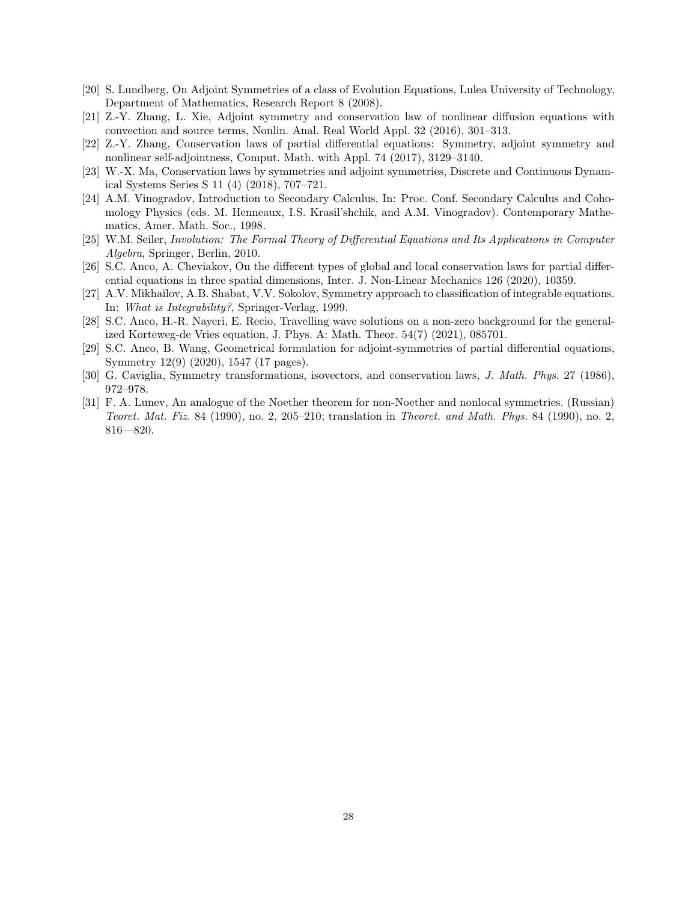[20] S. Lundberg, On Adjoint Symmetries of a class of Evolution Equations, Lulea University of Technology, Department of Mathematics, Research Report 8 (2008).

[21] Z.-Y. Zhang, L. Xie, Adjoint symmetry and conservation law of nonlinear diffusion equations with convection and source terms, Nonlin. Anal. Real World Appl. 32 (2016), 301–313.

[22] Z.-Y. Zhang, Conservation laws of partial differential equations: Symmetry, adjoint symmetry and nonlinear self-adjointness, Comput. Math. with Appl. 74 (2017), 3129–3140.

[23] W.-X. Ma, Conservation laws by symmetries and adjoint symmetries, Discrete and Continuous Dynamical Systems Series S 11 (4) (2018), 707–721.

[24] A.M. Vinogradov, Introduction to Secondary Calculus, In: Proc. Conf. Secondary Calculus and Cohomology Physics (eds. M. Henneaux, I.S. Krasil'shchik, and A.M. Vinogradov). Contemporary Mathematics, Amer. Math. Soc., 1998.

[25] W.M. Seiler, *Involution: The Formal Theory of Differential Equations and Its Applications in Computer Algebra*, Springer, Berlin, 2010.

[26] S.C. Anco, A. Cheviakov, On the different types of global and local conservation laws for partial differential equations in three spatial dimensions, Inter. J. Non-Linear Mechanics 126 (2020), 10359.

[27] A.V. Mikhailov, A.B. Shabat, V.V. Sokolov, Symmetry approach to classification of integrable equations. In: *What is Integrability?*, Springer-Verlag, 1999.

[28] S.C. Anco, H.-R. Nayeri, E. Recio, Travelling wave solutions on a non-zero background for the generalized Korteweg-de Vries equation, J. Phys. A: Math. Theor. 54(7) (2021), 085701.

[29] S.C. Anco, B. Wang, Geometrical formulation for adjoint-symmetries of partial differential equations, Symmetry 12(9) (2020), 1547 (17 pages).

[30] G. Caviglia, Symmetry transformations, isovectors, and conservation laws, *J. Math. Phys.* 27 (1986), 972–978.

[31] F. A. Lunev, An analogue of the Noether theorem for non-Noether and nonlocal symmetries. (Russian) *Teoret. Mat. Fiz.* 84 (1990), no. 2, 205–210; translation in *Theoret. and Math. Phys.* 84 (1990), no. 2, 816—820.